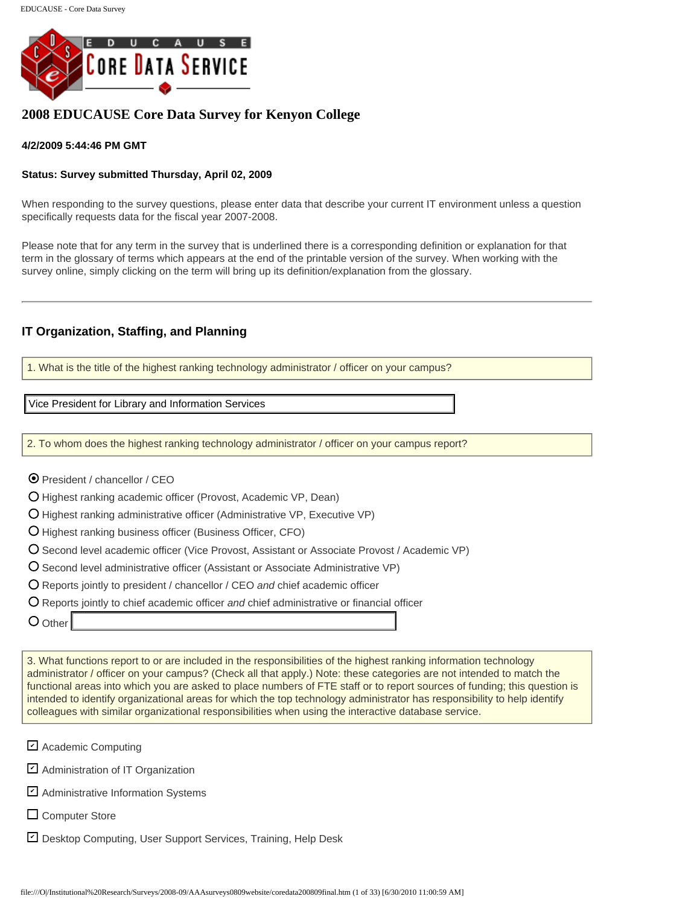# 2008 EDUCAUSE Core Data Survey for Kenyon College

**4/2/2009 5:44:46 PM GMT**

**Status: Survey submitted Thursday, April 02, 2009**

When responding to the survey questions, please enter data that describe your current IT environment unless a question specifically requests data for the fiscal year 2007-2008.

Please note that for any term in the survey that is underlined there is a corresponding definition or explanation for that term in the glossary of terms which appears at the end of the printable version of the survey. When working with the survey online, simply clicking on the term will bring up its definition/explanation from the glossary.

---

## IT Organization, Staffing, and Planning

1. What is the title of the highest ranking technology administrator / officer on your campus?

Vice President for Library and Information Services

2. To whom does the highest ranking technology administrator / officer on your campus report?

- (●) President / chancellor / CEO
- ( ) Highest ranking academic officer (Provost, Academic VP, Dean)
- ( ) Highest ranking administrative officer (Administrative VP, Executive VP)
- ( ) Highest ranking business officer (Business Officer, CFO)
- ( ) Second level academic officer (Vice Provost, Assistant or Associate Provost / Academic VP)
- ( ) Second level administrative officer (Assistant or Associate Administrative VP)
- ( ) Reports jointly to president / chancellor / CEO *and* chief academic officer
- ( ) Reports jointly to chief academic officer *and* chief administrative or financial officer
- ( ) Other

3. What functions report to or are included in the responsibilities of the highest ranking information technology administrator / officer on your campus? (Check all that apply.) Note: these categories are not intended to match the functional areas into which you are asked to place numbers of FTE staff or to report sources of funding; this question is intended to identify organizational areas for which the top technology administrator has responsibility to help identify colleagues with similar organizational responsibilities when using the interactive database service.

- [x] Academic Computing
- [x] Administration of IT Organization
- [x] Administrative Information Systems
- [ ] Computer Store
- [x] Desktop Computing, User Support Services, Training, Help Desk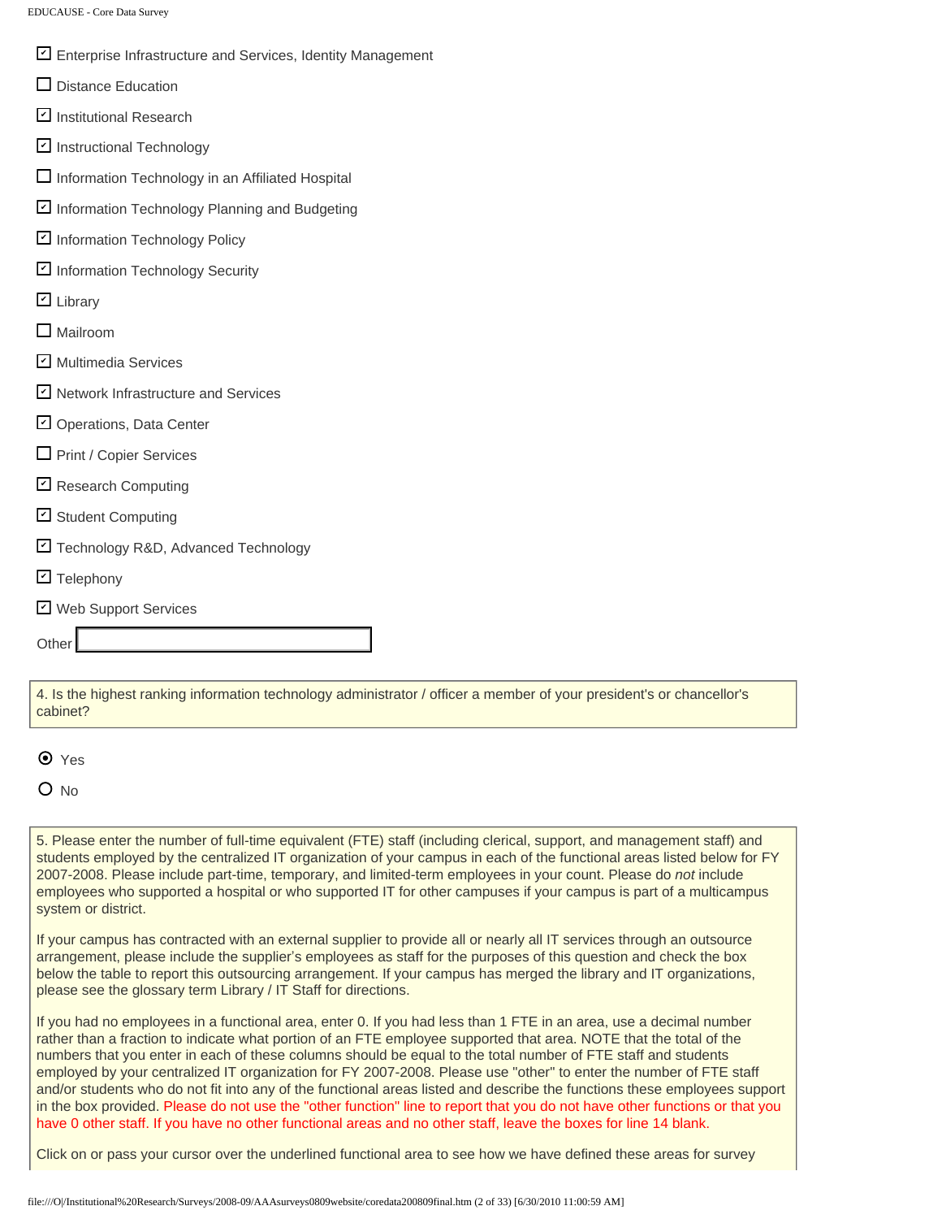- [x] Enterprise Infrastructure and Services, Identity Management
- [ ] Distance Education
- [x] Institutional Research
- [x] Instructional Technology
- [ ] Information Technology in an Affiliated Hospital
- [x] Information Technology Planning and Budgeting
- [x] Information Technology Policy
- [x] Information Technology Security
- [x] Library
- [ ] Mailroom
- [x] Multimedia Services
- [x] Network Infrastructure and Services
- [x] Operations, Data Center
- [ ] Print / Copier Services
- [x] Research Computing
- [x] Student Computing
- [x] Technology R&D, Advanced Technology
- [x] Telephony
- [x] Web Support Services

Other ______________________

4. Is the highest ranking information technology administrator / officer a member of your president's or chancellor's cabinet?

- (•) Yes
- ( ) No

5. Please enter the number of full-time equivalent (FTE) staff (including clerical, support, and management staff) and students employed by the centralized IT organization of your campus in each of the functional areas listed below for FY 2007-2008. Please include part-time, temporary, and limited-term employees in your count. Please do *not* include employees who supported a hospital or who supported IT for other campuses if your campus is part of a multicampus system or district.

If your campus has contracted with an external supplier to provide all or nearly all IT services through an outsource arrangement, please include the supplier's employees as staff for the purposes of this question and check the box below the table to report this outsourcing arrangement. If your campus has merged the library and IT organizations, please see the glossary term Library / IT Staff for directions.

If you had no employees in a functional area, enter 0. If you had less than 1 FTE in an area, use a decimal number rather than a fraction to indicate what portion of an FTE employee supported that area. NOTE that the total of the numbers that you enter in each of these columns should be equal to the total number of FTE staff and students employed by your centralized IT organization for FY 2007-2008. Please use "other" to enter the number of FTE staff and/or students who do not fit into any of the functional areas listed and describe the functions these employees support in the box provided. Please do not use the "other function" line to report that you do not have other functions or that you have 0 other staff. If you have no other functional areas and no other staff, leave the boxes for line 14 blank.

Click on or pass your cursor over the underlined functional area to see how we have defined these areas for survey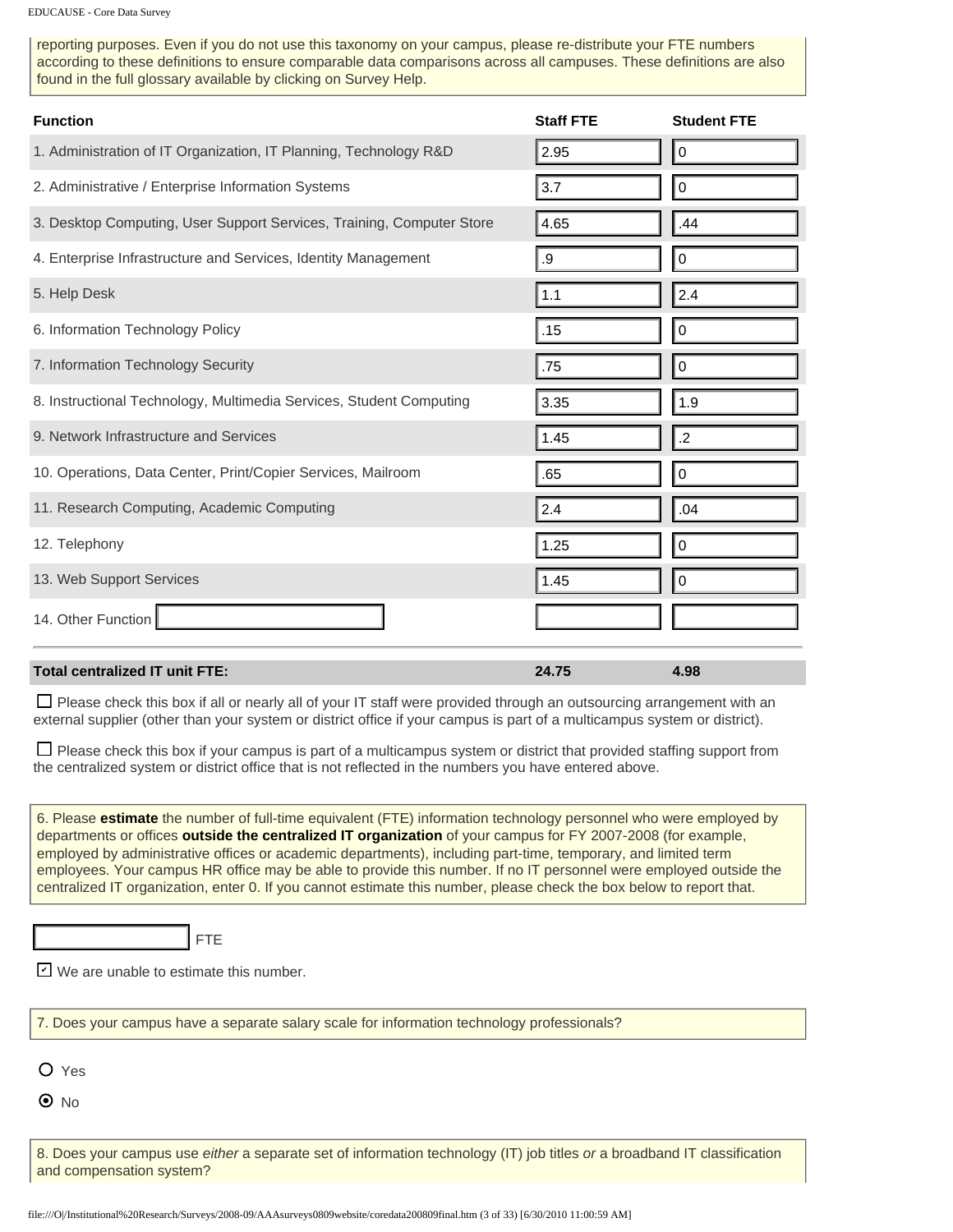reporting purposes. Even if you do not use this taxonomy on your campus, please re-distribute your FTE numbers according to these definitions to ensure comparable data comparisons across all campuses. These definitions are also found in the full glossary available by clicking on Survey Help.

| Function | Staff FTE | Student FTE |
|---|---|---|
| 1. Administration of IT Organization, IT Planning, Technology R&D | 2.95 | 0 |
| 2. Administrative / Enterprise Information Systems | 3.7 | 0 |
| 3. Desktop Computing, User Support Services, Training, Computer Store | 4.65 | .44 |
| 4. Enterprise Infrastructure and Services, Identity Management | .9 | 0 |
| 5. Help Desk | 1.1 | 2.4 |
| 6. Information Technology Policy | .15 | 0 |
| 7. Information Technology Security | .75 | 0 |
| 8. Instructional Technology, Multimedia Services, Student Computing | 3.35 | 1.9 |
| 9. Network Infrastructure and Services | 1.45 | .2 |
| 10. Operations, Data Center, Print/Copier Services, Mailroom | .65 | 0 |
| 11. Research Computing, Academic Computing | 2.4 | .04 |
| 12. Telephony | 1.25 | 0 |
| 13. Web Support Services | 1.45 | 0 |
| 14. Other Function | | |
| **Total centralized IT unit FTE:** | **24.75** | **4.98** |

☐ Please check this box if all or nearly all of your IT staff were provided through an outsourcing arrangement with an external supplier (other than your system or district office if your campus is part of a multicampus system or district).

☐ Please check this box if your campus is part of a multicampus system or district that provided staffing support from the centralized system or district office that is not reflected in the numbers you have entered above.

6. Please **estimate** the number of full-time equivalent (FTE) information technology personnel who were employed by departments or offices **outside the centralized IT organization** of your campus for FY 2007-2008 (for example, employed by administrative offices or academic departments), including part-time, temporary, and limited term employees. Your campus HR office may be able to provide this number. If no IT personnel were employed outside the centralized IT organization, enter 0. If you cannot estimate this number, please check the box below to report that.

_______ FTE

☑ We are unable to estimate this number.

7. Does your campus have a separate salary scale for information technology professionals?

○ Yes

◉ No

8. Does your campus use *either* a separate set of information technology (IT) job titles *or* a broadband IT classification and compensation system?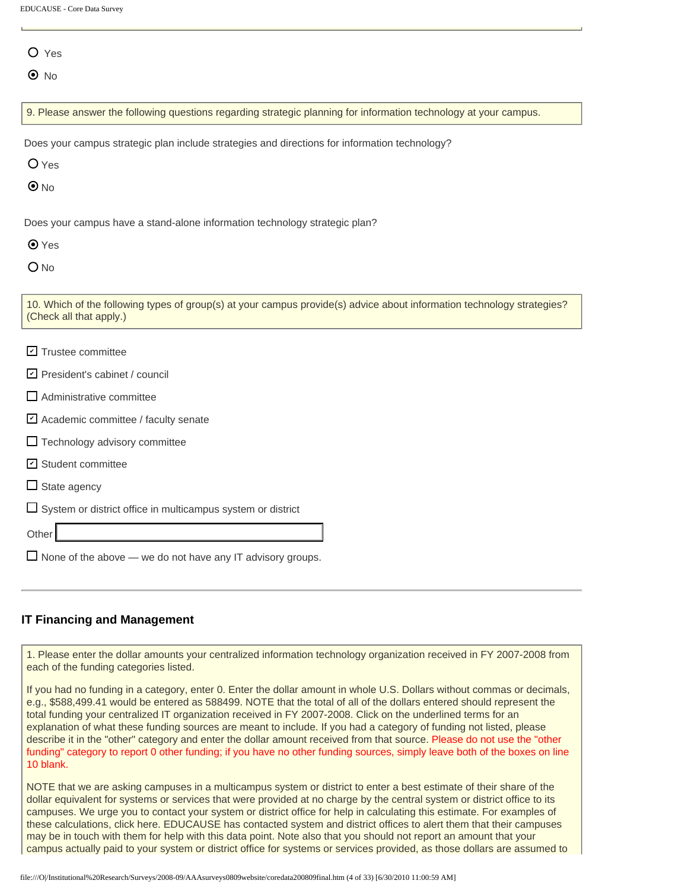- ○ Yes
- ◉ No

9. Please answer the following questions regarding strategic planning for information technology at your campus.

Does your campus strategic plan include strategies and directions for information technology?

- ○ Yes
- ◉ No

Does your campus have a stand-alone information technology strategic plan?

- ◉ Yes
- ○ No

10. Which of the following types of group(s) at your campus provide(s) advice about information technology strategies? (Check all that apply.)

- [x] Trustee committee
- [x] President's cabinet / council
- [ ] Administrative committee
- [x] Academic committee / faculty senate
- [ ] Technology advisory committee
- [x] Student committee
- [ ] State agency
- [ ] System or district office in multicampus system or district

Other \_\_\_\_\_\_\_\_\_\_

- [ ] None of the above — we do not have any IT advisory groups.

## IT Financing and Management

1. Please enter the dollar amounts your centralized information technology organization received in FY 2007-2008 from each of the funding categories listed.

If you had no funding in a category, enter 0. Enter the dollar amount in whole U.S. Dollars without commas or decimals, e.g., $588,499.41 would be entered as 588499. NOTE that the total of all of the dollars entered should represent the total funding your centralized IT organization received in FY 2007-2008. Click on the underlined terms for an explanation of what these funding sources are meant to include. If you had a category of funding not listed, please describe it in the "other" category and enter the dollar amount received from that source. Please do not use the "other funding" category to report 0 other funding; if you have no other funding sources, simply leave both of the boxes on line 10 blank.

NOTE that we are asking campuses in a multicampus system or district to enter a best estimate of their share of the dollar equivalent for systems or services that were provided at no charge by the central system or district office to its campuses. We urge you to contact your system or district office for help in calculating this estimate. For examples of these calculations, click here. EDUCAUSE has contacted system and district offices to alert them that their campuses may be in touch with them for help with this data point. Note also that you should not report an amount that your campus actually paid to your system or district office for systems or services provided, as those dollars are assumed to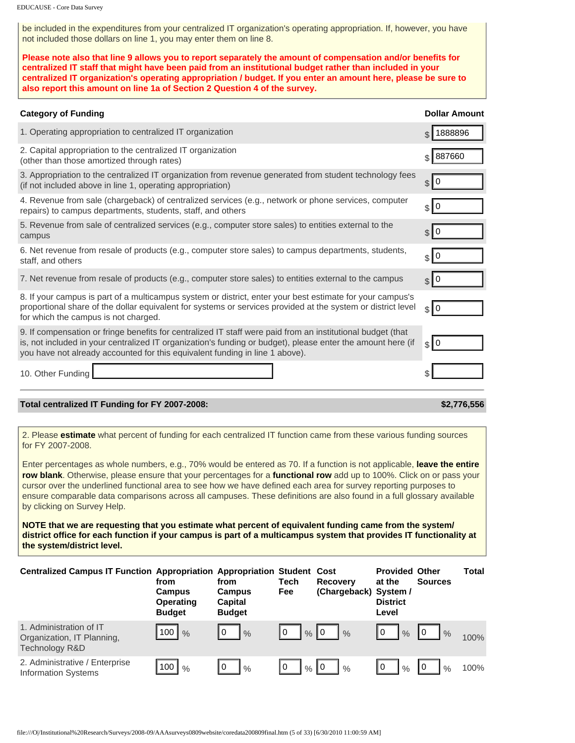be included in the expenditures from your centralized IT organization's operating appropriation. If, however, you have not included those dollars on line 1, you may enter them on line 8.

**Please note also that line 9 allows you to report separately the amount of compensation and/or benefits for centralized IT staff that might have been paid from an institutional budget rather than included in your centralized IT organization's operating appropriation / budget. If you enter an amount here, please be sure to also report this amount on line 1a of Section 2 Question 4 of the survey.**

| Category of Funding | Dollar Amount |
|---|---|
| 1. Operating appropriation to centralized IT organization | $ 1888896 |
| 2. Capital appropriation to the centralized IT organization (other than those amortized through rates) | $ 887660 |
| 3. Appropriation to the centralized IT organization from revenue generated from student technology fees (if not included above in line 1, operating appropriation) | $ 0 |
| 4. Revenue from sale (chargeback) of centralized services (e.g., network or phone services, computer repairs) to campus departments, students, staff, and others | $ 0 |
| 5. Revenue from sale of centralized services (e.g., computer store sales) to entities external to the campus | $ 0 |
| 6. Net revenue from resale of products (e.g., computer store sales) to campus departments, students, staff, and others | $ 0 |
| 7. Net revenue from resale of products (e.g., computer store sales) to entities external to the campus | $ 0 |
| 8. If your campus is part of a multicampus system or district, enter your best estimate for your campus's proportional share of the dollar equivalent for systems or services provided at the system or district level for which the campus is not charged. | $ 0 |
| 9. If compensation or fringe benefits for centralized IT staff were paid from an institutional budget (that is, not included in your centralized IT organization's funding or budget), please enter the amount here (if you have not already accounted for this equivalent funding in line 1 above). | $ 0 |
| 10. Other Funding | $ |
| **Total centralized IT Funding for FY 2007-2008:** | **$2,776,556** |

2. Please **estimate** what percent of funding for each centralized IT function came from these various funding sources for FY 2007-2008.

Enter percentages as whole numbers, e.g., 70% would be entered as 70. If a function is not applicable, **leave the entire row blank**. Otherwise, please ensure that your percentages for a **functional row** add up to 100%. Click on or pass your cursor over the underlined functional area to see how we have defined each area for survey reporting purposes to ensure comparable data comparisons across all campuses. These definitions are also found in a full glossary available by clicking on Survey Help.

**NOTE that we are requesting that you estimate what percent of equivalent funding came from the system/ district office for each function if your campus is part of a multicampus system that provides IT functionality at the system/district level.**

| Centralized Campus IT Function | Appropriation from Campus Operating Budget | Appropriation from Campus Capital Budget | Student Tech Fee | Cost Recovery (Chargeback) | Provided at the System / District Level | Other Sources | Total |
|---|---|---|---|---|---|---|---|
| 1. Administration of IT Organization, IT Planning, Technology R&D | 100 % | 0 % | 0 % | 0 % | 0 % | 0 % | 100% |
| 2. Administrative / Enterprise Information Systems | 100 % | 0 % | 0 % | 0 % | 0 % | 0 % | 100% |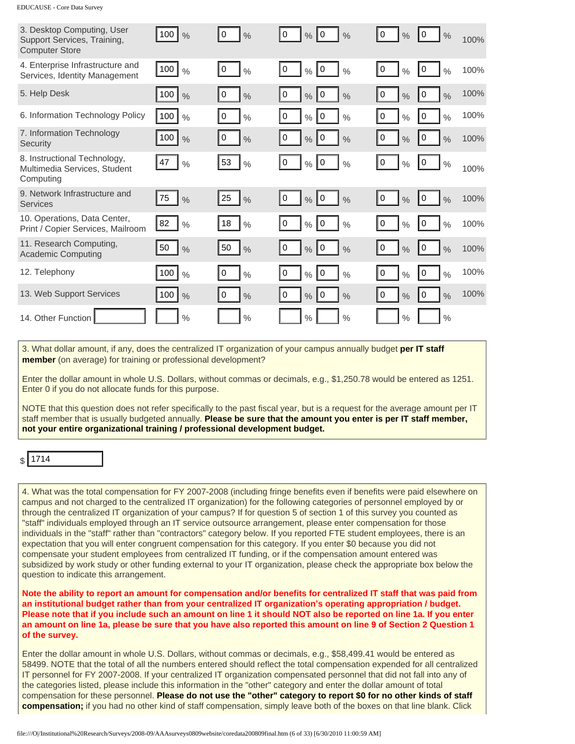| | | | | | | | |
|---|---|---|---|---|---|---|---|
| 3. Desktop Computing, User Support Services, Training, Computer Store | 100 % | 0 % | 0 % | 0 % | 0 % | 0 % | 100% |
| 4. Enterprise Infrastructure and Services, Identity Management | 100 % | 0 % | 0 % | 0 % | 0 % | 0 % | 100% |
| 5. Help Desk | 100 % | 0 % | 0 % | 0 % | 0 % | 0 % | 100% |
| 6. Information Technology Policy | 100 % | 0 % | 0 % | 0 % | 0 % | 0 % | 100% |
| 7. Information Technology Security | 100 % | 0 % | 0 % | 0 % | 0 % | 0 % | 100% |
| 8. Instructional Technology, Multimedia Services, Student Computing | 47 % | 53 % | 0 % | 0 % | 0 % | 0 % | 100% |
| 9. Network Infrastructure and Services | 75 % | 25 % | 0 % | 0 % | 0 % | 0 % | 100% |
| 10. Operations, Data Center, Print / Copier Services, Mailroom | 82 % | 18 % | 0 % | 0 % | 0 % | 0 % | 100% |
| 11. Research Computing, Academic Computing | 50 % | 50 % | 0 % | 0 % | 0 % | 0 % | 100% |
| 12. Telephony | 100 % | 0 % | 0 % | 0 % | 0 % | 0 % | 100% |
| 13. Web Support Services | 100 % | 0 % | 0 % | 0 % | 0 % | 0 % | 100% |
| 14. Other Function | % | % | % | % | % | % | |

3. What dollar amount, if any, does the centralized IT organization of your campus annually budget **per IT staff member** (on average) for training or professional development?

Enter the dollar amount in whole U.S. Dollars, without commas or decimals, e.g., $1,250.78 would be entered as 1251. Enter 0 if you do not allocate funds for this purpose.

NOTE that this question does not refer specifically to the past fiscal year, but is a request for the average amount per IT staff member that is usually budgeted annually. **Please be sure that the amount you enter is per IT staff member, not your entire organizational training / professional development budget.**

$ 1714

4. What was the total compensation for FY 2007-2008 (including fringe benefits even if benefits were paid elsewhere on campus and not charged to the centralized IT organization) for the following categories of personnel employed by or through the centralized IT organization of your campus? If for question 5 of section 1 of this survey you counted as "staff" individuals employed through an IT service outsource arrangement, please enter compensation for those individuals in the "staff" rather than "contractors" category below. If you reported FTE student employees, there is an expectation that you will enter congruent compensation for this category. If you enter $0 because you did not compensate your student employees from centralized IT funding, or if the compensation amount entered was subsidized by work study or other funding external to your IT organization, please check the appropriate box below the question to indicate this arrangement.

**Note the ability to report an amount for compensation and/or benefits for centralized IT staff that was paid from an institutional budget rather than from your centralized IT organization's operating appropriation / budget. Please note that if you include such an amount on line 1 it should NOT also be reported on line 1a. If you enter an amount on line 1a, please be sure that you have also reported this amount on line 9 of Section 2 Question 1 of the survey.**

Enter the dollar amount in whole U.S. Dollars, without commas or decimals, e.g., $58,499.41 would be entered as 58499. NOTE that the total of all the numbers entered should reflect the total compensation expended for all centralized IT personnel for FY 2007-2008. If your centralized IT organization compensated personnel that did not fall into any of the categories listed, please include this information in the "other" category and enter the dollar amount of total compensation for these personnel. **Please do not use the "other" category to report $0 for no other kinds of staff compensation;** if you had no other kind of staff compensation, simply leave both of the boxes on that line blank. Click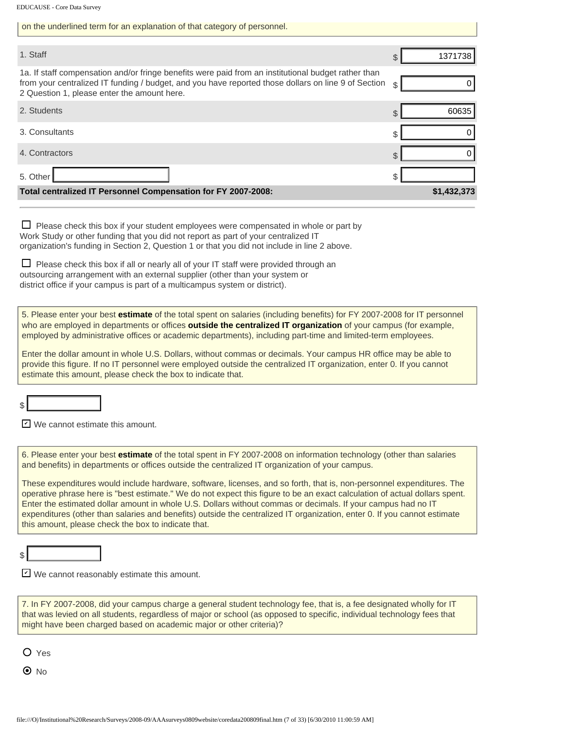on the underlined term for an explanation of that category of personnel.

| | | |
|---|---|---|
| 1. Staff | $ | 1371738 |
| 1a. If staff compensation and/or fringe benefits were paid from an institutional budget rather than from your centralized IT funding / budget, and you have reported those dollars on line 9 of Section 2 Question 1, please enter the amount here. | $ | 0 |
| 2. Students | $ | 60635 |
| 3. Consultants | $ | 0 |
| 4. Contractors | $ | 0 |
| 5. Other | $ | |
| **Total centralized IT Personnel Compensation for FY 2007-2008:** | | **$1,432,373** |

☐ Please check this box if your student employees were compensated in whole or part by Work Study or other funding that you did not report as part of your centralized IT organization's funding in Section 2, Question 1 or that you did not include in line 2 above.

☐ Please check this box if all or nearly all of your IT staff were provided through an outsourcing arrangement with an external supplier (other than your system or district office if your campus is part of a multicampus system or district).

5. Please enter your best **estimate** of the total spent on salaries (including benefits) for FY 2007-2008 for IT personnel who are employed in departments or offices **outside the centralized IT organization** of your campus (for example, employed by administrative offices or academic departments), including part-time and limited-term employees.

Enter the dollar amount in whole U.S. Dollars, without commas or decimals. Your campus HR office may be able to provide this figure. If no IT personnel were employed outside the centralized IT organization, enter 0. If you cannot estimate this amount, please check the box to indicate that.

$ 

☑ We cannot estimate this amount.

6. Please enter your best **estimate** of the total spent in FY 2007-2008 on information technology (other than salaries and benefits) in departments or offices outside the centralized IT organization of your campus.

These expenditures would include hardware, software, licenses, and so forth, that is, non-personnel expenditures. The operative phrase here is "best estimate." We do not expect this figure to be an exact calculation of actual dollars spent. Enter the estimated dollar amount in whole U.S. Dollars without commas or decimals. If your campus had no IT expenditures (other than salaries and benefits) outside the centralized IT organization, enter 0. If you cannot estimate this amount, please check the box to indicate that.

$ 

☑ We cannot reasonably estimate this amount.

7. In FY 2007-2008, did your campus charge a general student technology fee, that is, a fee designated wholly for IT that was levied on all students, regardless of major or school (as opposed to specific, individual technology fees that might have been charged based on academic major or other criteria)?

○ Yes

◉ No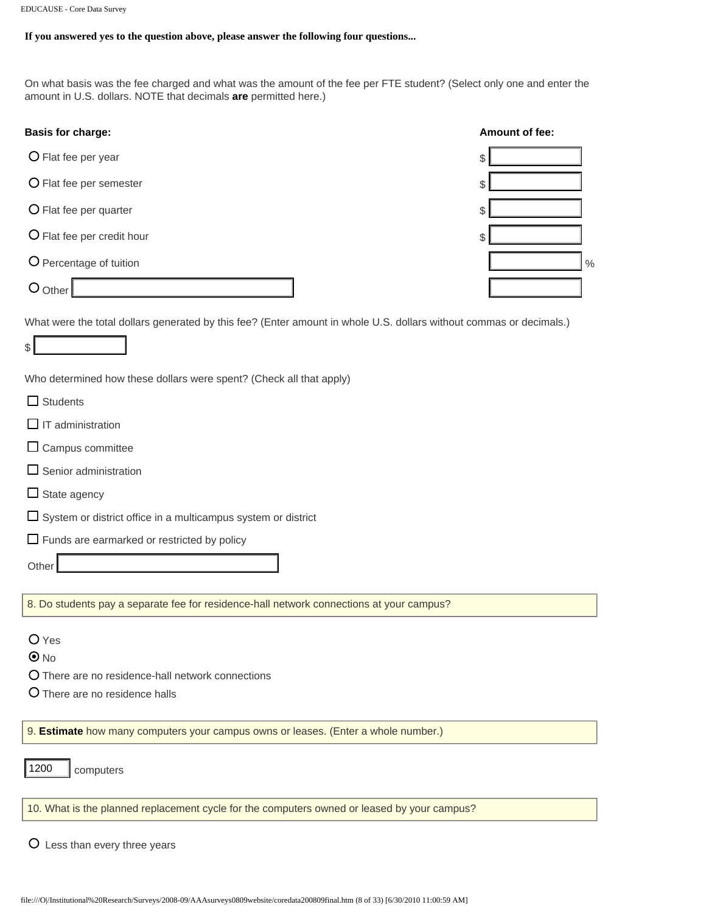**If you answered yes to the question above, please answer the following four questions...**

On what basis was the fee charged and what was the amount of the fee per FTE student? (Select only one and enter the amount in U.S. dollars. NOTE that decimals **are** permitted here.)

| Basis for charge: | Amount of fee: |
|---|---|
| ○ Flat fee per year | $ |
| ○ Flat fee per semester | $ |
| ○ Flat fee per quarter | $ |
| ○ Flat fee per credit hour | $ |
| ○ Percentage of tuition | % |
| ○ Other | |

What were the total dollars generated by this fee? (Enter amount in whole U.S. dollars without commas or decimals.)

$

Who determined how these dollars were spent? (Check all that apply)

- ☐ Students
- ☐ IT administration
- ☐ Campus committee
- ☐ Senior administration
- ☐ State agency
- ☐ System or district office in a multicampus system or district
- ☐ Funds are earmarked or restricted by policy

Other

8. Do students pay a separate fee for residence-hall network connections at your campus?

- ○ Yes
- ◉ No
- ○ There are no residence-hall network connections
- ○ There are no residence halls

9. **Estimate** how many computers your campus owns or leases. (Enter a whole number.)

1200 computers

10. What is the planned replacement cycle for the computers owned or leased by your campus?

- ○ Less than every three years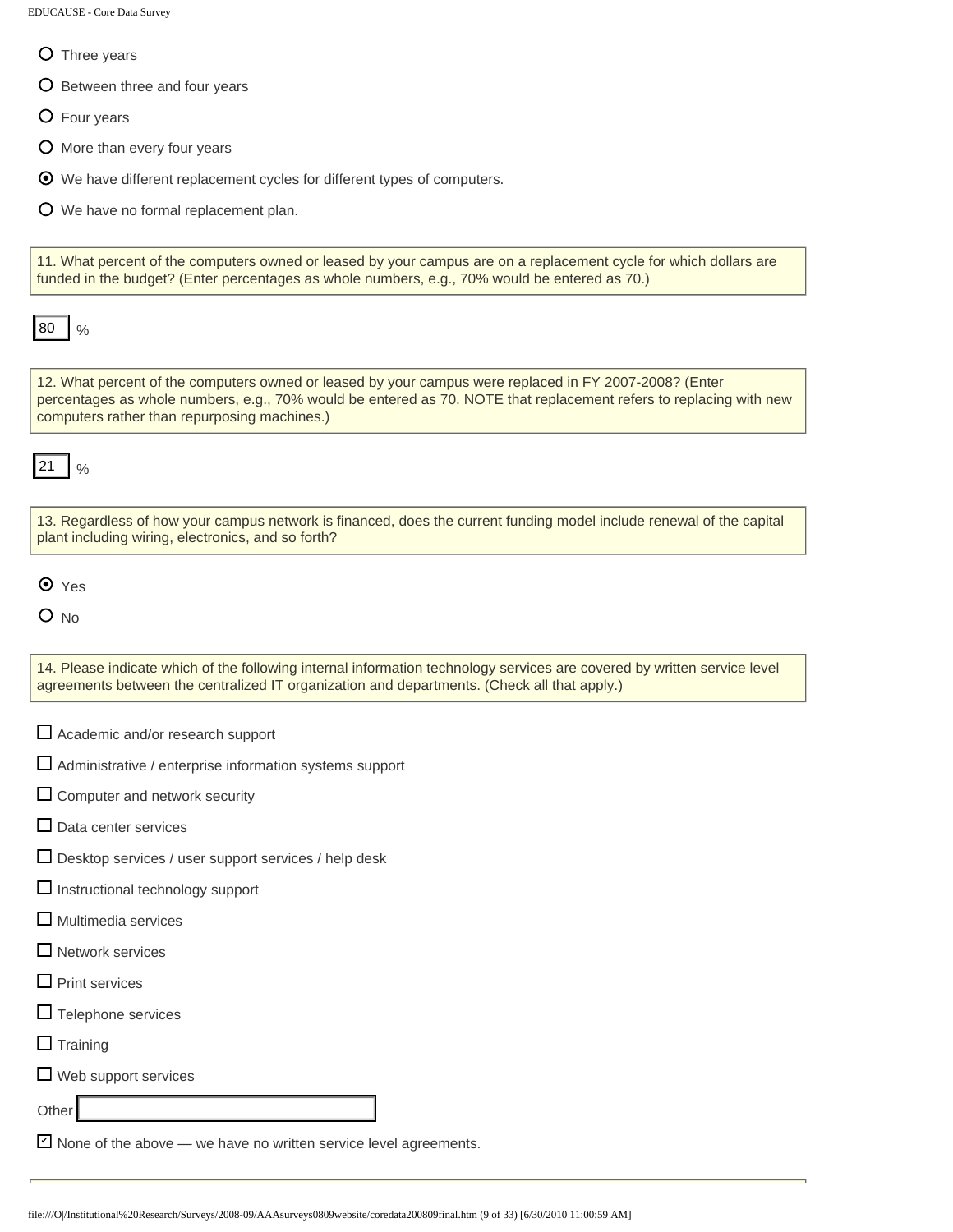- ○ Three years
- ○ Between three and four years
- ○ Four years
- ○ More than every four years
- ◉ We have different replacement cycles for different types of computers.
- ○ We have no formal replacement plan.

11. What percent of the computers owned or leased by your campus are on a replacement cycle for which dollars are funded in the budget? (Enter percentages as whole numbers, e.g., 70% would be entered as 70.)

80 %

12. What percent of the computers owned or leased by your campus were replaced in FY 2007-2008? (Enter percentages as whole numbers, e.g., 70% would be entered as 70. NOTE that replacement refers to replacing with new computers rather than repurposing machines.)

21 %

13. Regardless of how your campus network is financed, does the current funding model include renewal of the capital plant including wiring, electronics, and so forth?

- ◉ Yes
- ○ No

14. Please indicate which of the following internal information technology services are covered by written service level agreements between the centralized IT organization and departments. (Check all that apply.)

- ☐ Academic and/or research support
- ☐ Administrative / enterprise information systems support
- ☐ Computer and network security
- ☐ Data center services
- ☐ Desktop services / user support services / help desk
- ☐ Instructional technology support
- ☐ Multimedia services
- ☐ Network services
- ☐ Print services
- ☐ Telephone services
- ☐ Training
- ☐ Web support services

Other

- ☑ None of the above — we have no written service level agreements.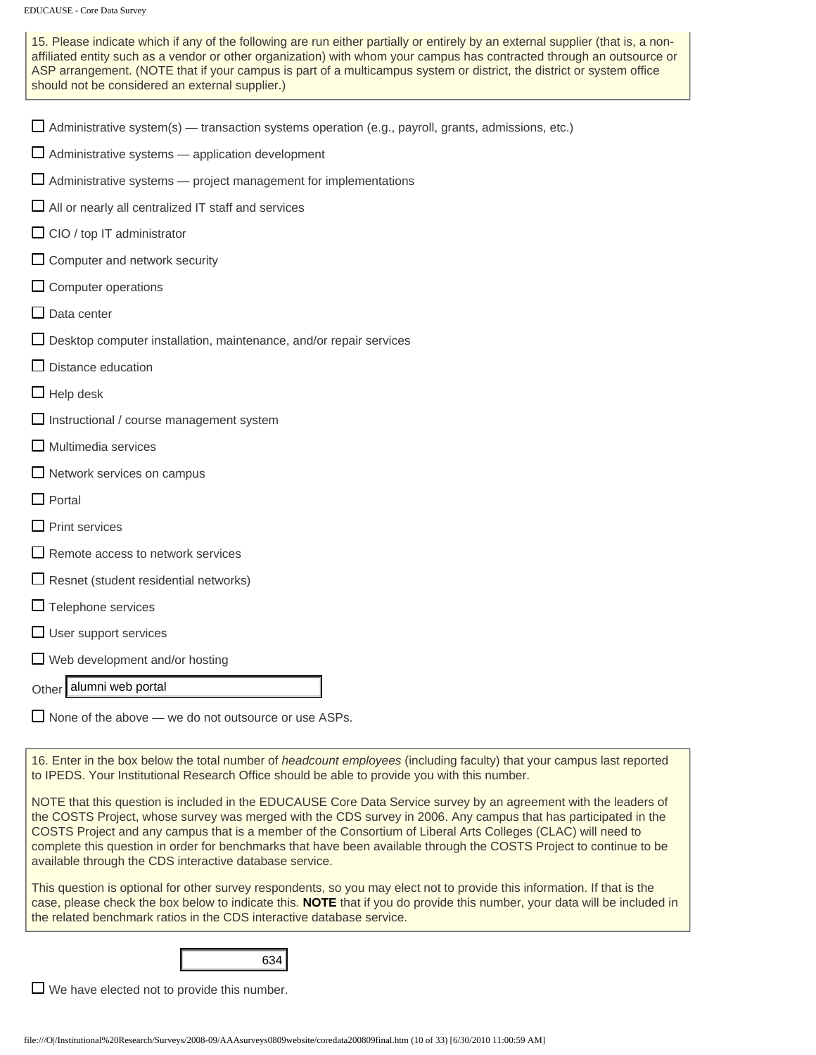15. Please indicate which if any of the following are run either partially or entirely by an external supplier (that is, a non-affiliated entity such as a vendor or other organization) with whom your campus has contracted through an outsource or ASP arrangement. (NOTE that if your campus is part of a multicampus system or district, the district or system office should not be considered an external supplier.)

- ☐ Administrative system(s) — transaction systems operation (e.g., payroll, grants, admissions, etc.)
- ☐ Administrative systems — application development
- ☐ Administrative systems — project management for implementations
- ☐ All or nearly all centralized IT staff and services
- ☐ CIO / top IT administrator
- ☐ Computer and network security
- ☐ Computer operations
- ☐ Data center
- ☐ Desktop computer installation, maintenance, and/or repair services
- ☐ Distance education
- ☐ Help desk
- ☐ Instructional / course management system
- ☐ Multimedia services
- ☐ Network services on campus
- ☐ Portal
- ☐ Print services
- ☐ Remote access to network services
- ☐ Resnet (student residential networks)
- ☐ Telephone services
- ☐ User support services
- ☐ Web development and/or hosting

Other: alumni web portal

- ☐ None of the above — we do not outsource or use ASPs.

16. Enter in the box below the total number of *headcount employees* (including faculty) that your campus last reported to IPEDS. Your Institutional Research Office should be able to provide you with this number.

NOTE that this question is included in the EDUCAUSE Core Data Service survey by an agreement with the leaders of the COSTS Project, whose survey was merged with the CDS survey in 2006. Any campus that has participated in the COSTS Project and any campus that is a member of the Consortium of Liberal Arts Colleges (CLAC) will need to complete this question in order for benchmarks that have been available through the COSTS Project to continue to be available through the CDS interactive database service.

This question is optional for other survey respondents, so you may elect not to provide this information. If that is the case, please check the box below to indicate this. **NOTE** that if you do provide this number, your data will be included in the related benchmark ratios in the CDS interactive database service.

634

- ☐ We have elected not to provide this number.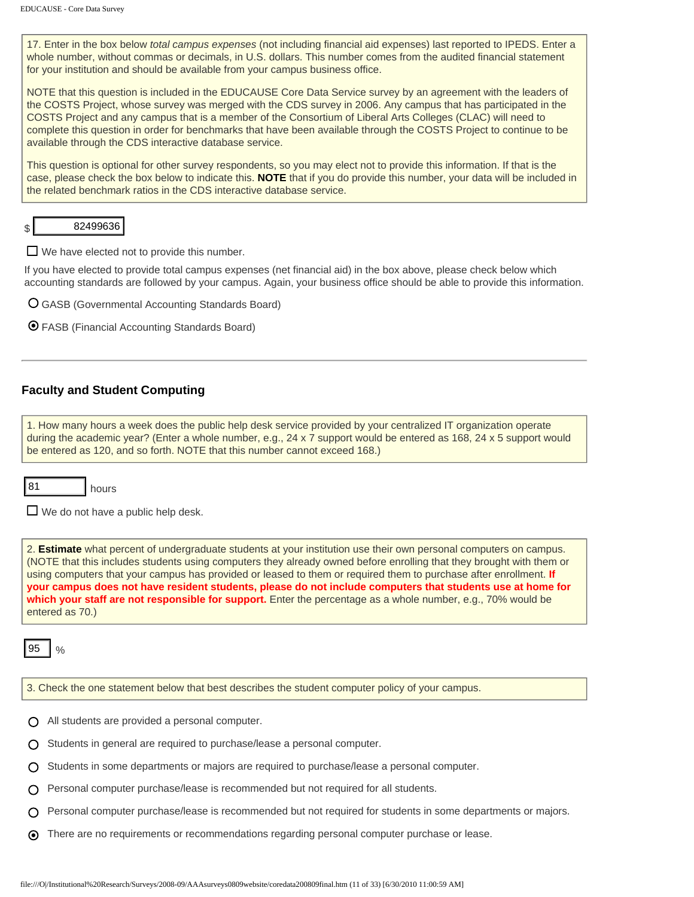17. Enter in the box below *total campus expenses* (not including financial aid expenses) last reported to IPEDS. Enter a whole number, without commas or decimals, in U.S. dollars. This number comes from the audited financial statement for your institution and should be available from your campus business office.

NOTE that this question is included in the EDUCAUSE Core Data Service survey by an agreement with the leaders of the COSTS Project, whose survey was merged with the CDS survey in 2006. Any campus that has participated in the COSTS Project and any campus that is a member of the Consortium of Liberal Arts Colleges (CLAC) will need to complete this question in order for benchmarks that have been available through the COSTS Project to continue to be available through the CDS interactive database service.

This question is optional for other survey respondents, so you may elect not to provide this information. If that is the case, please check the box below to indicate this. **NOTE** that if you do provide this number, your data will be included in the related benchmark ratios in the CDS interactive database service.

$ 82499636

☐ We have elected not to provide this number.

If you have elected to provide total campus expenses (net financial aid) in the box above, please check below which accounting standards are followed by your campus. Again, your business office should be able to provide this information.

○ GASB (Governmental Accounting Standards Board)

◉ FASB (Financial Accounting Standards Board)

---

## Faculty and Student Computing

1. How many hours a week does the public help desk service provided by your centralized IT organization operate during the academic year? (Enter a whole number, e.g., 24 x 7 support would be entered as 168, 24 x 5 support would be entered as 120, and so forth. NOTE that this number cannot exceed 168.)

81 hours

☐ We do not have a public help desk.

2. **Estimate** what percent of undergraduate students at your institution use their own personal computers on campus. (NOTE that this includes students using computers they already owned before enrolling that they brought with them or using computers that your campus has provided or leased to them or required them to purchase after enrollment. **If your campus does not have resident students, please do not include computers that students use at home for which your staff are not responsible for support.** Enter the percentage as a whole number, e.g., 70% would be entered as 70.)

95 %

3. Check the one statement below that best describes the student computer policy of your campus.

○ All students are provided a personal computer.

○ Students in general are required to purchase/lease a personal computer.

○ Students in some departments or majors are required to purchase/lease a personal computer.

○ Personal computer purchase/lease is recommended but not required for all students.

○ Personal computer purchase/lease is recommended but not required for students in some departments or majors.

◉ There are no requirements or recommendations regarding personal computer purchase or lease.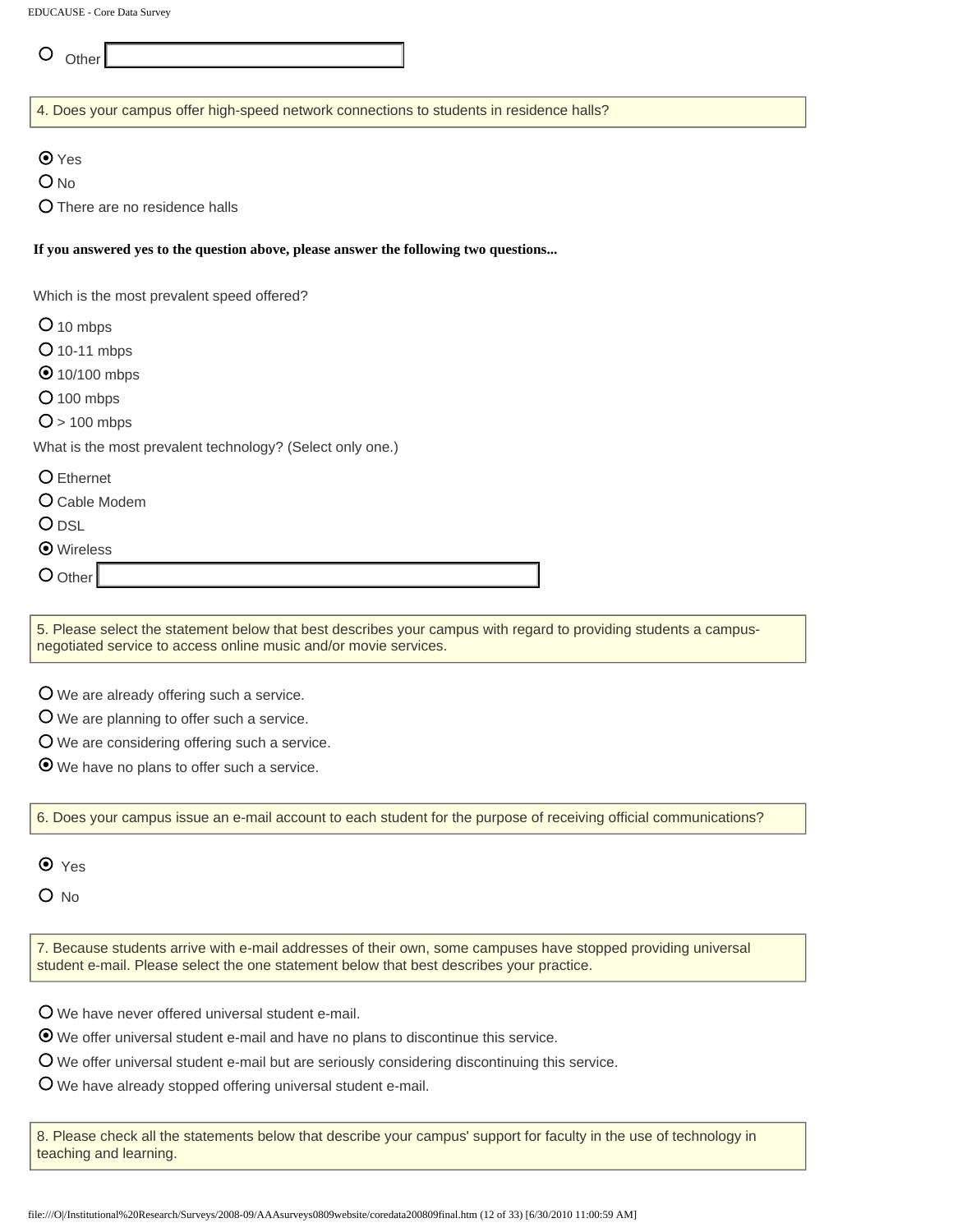- ○ Other [ ]

4. Does your campus offer high-speed network connections to students in residence halls?

- ⦿ Yes
- ○ No
- ○ There are no residence halls

**If you answered yes to the question above, please answer the following two questions...**

Which is the most prevalent speed offered?

- ○ 10 mbps
- ○ 10-11 mbps
- ⦿ 10/100 mbps
- ○ 100 mbps
- ○ > 100 mbps

What is the most prevalent technology? (Select only one.)

- ○ Ethernet
- ○ Cable Modem
- ○ DSL
- ⦿ Wireless
- ○ Other [ ]

5. Please select the statement below that best describes your campus with regard to providing students a campus-negotiated service to access online music and/or movie services.

- ○ We are already offering such a service.
- ○ We are planning to offer such a service.
- ○ We are considering offering such a service.
- ⦿ We have no plans to offer such a service.

6. Does your campus issue an e-mail account to each student for the purpose of receiving official communications?

- ⦿ Yes
- ○ No

7. Because students arrive with e-mail addresses of their own, some campuses have stopped providing universal student e-mail. Please select the one statement below that best describes your practice.

- ○ We have never offered universal student e-mail.
- ⦿ We offer universal student e-mail and have no plans to discontinue this service.
- ○ We offer universal student e-mail but are seriously considering discontinuing this service.
- ○ We have already stopped offering universal student e-mail.

8. Please check all the statements below that describe your campus' support for faculty in the use of technology in teaching and learning.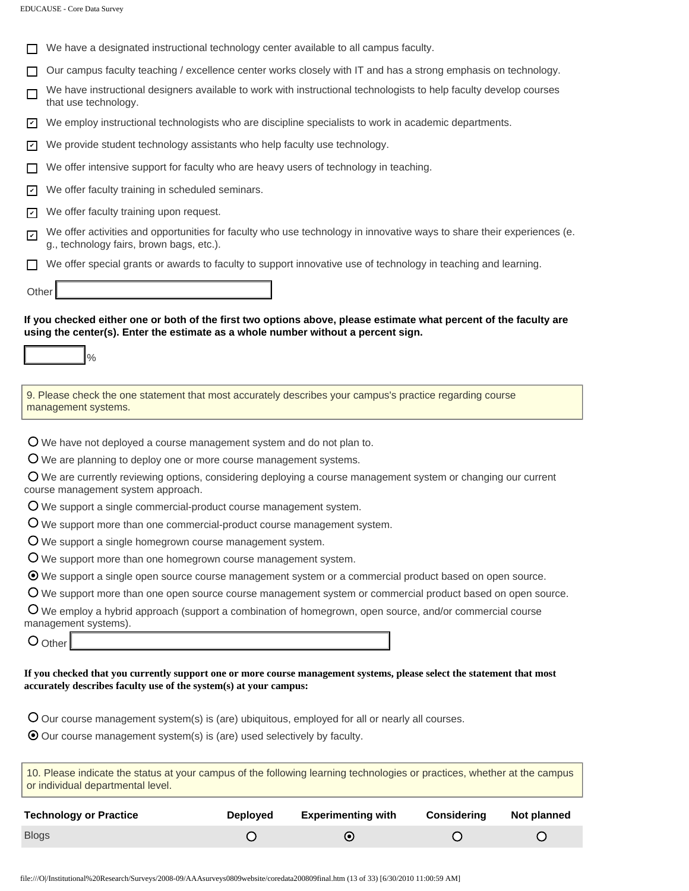- [ ] We have a designated instructional technology center available to all campus faculty.
- [ ] Our campus faculty teaching / excellence center works closely with IT and has a strong emphasis on technology.
- [ ] We have instructional designers available to work with instructional technologists to help faculty develop courses that use technology.
- [x] We employ instructional technologists who are discipline specialists to work in academic departments.
- [x] We provide student technology assistants who help faculty use technology.
- [ ] We offer intensive support for faculty who are heavy users of technology in teaching.
- [x] We offer faculty training in scheduled seminars.
- [x] We offer faculty training upon request.
- [x] We offer activities and opportunities for faculty who use technology in innovative ways to share their experiences (e.g., technology fairs, brown bags, etc.).
- [ ] We offer special grants or awards to faculty to support innovative use of technology in teaching and learning.

Other ______

**If you checked either one or both of the first two options above, please estimate what percent of the faculty are using the center(s). Enter the estimate as a whole number without a percent sign.**

______ %

9. Please check the one statement that most accurately describes your campus's practice regarding course management systems.

- ( ) We have not deployed a course management system and do not plan to.
- ( ) We are planning to deploy one or more course management systems.
- ( ) We are currently reviewing options, considering deploying a course management system or changing our current course management system approach.
- ( ) We support a single commercial-product course management system.
- ( ) We support more than one commercial-product course management system.
- ( ) We support a single homegrown course management system.
- ( ) We support more than one homegrown course management system.
- (•) We support a single open source course management system or a commercial product based on open source.
- ( ) We support more than one open source course management system or commercial product based on open source.
- ( ) We employ a hybrid approach (support a combination of homegrown, open source, and/or commercial course management systems).
- ( ) Other ______

**If you checked that you currently support one or more course management systems, please select the statement that most accurately describes faculty use of the system(s) at your campus:**

- ( ) Our course management system(s) is (are) ubiquitous, employed for all or nearly all courses.
- (•) Our course management system(s) is (are) used selectively by faculty.

10. Please indicate the status at your campus of the following learning technologies or practices, whether at the campus or individual departmental level.

| Technology or Practice | Deployed | Experimenting with | Considering | Not planned |
|---|---|---|---|---|
| Blogs | ( ) | (•) | ( ) | ( ) |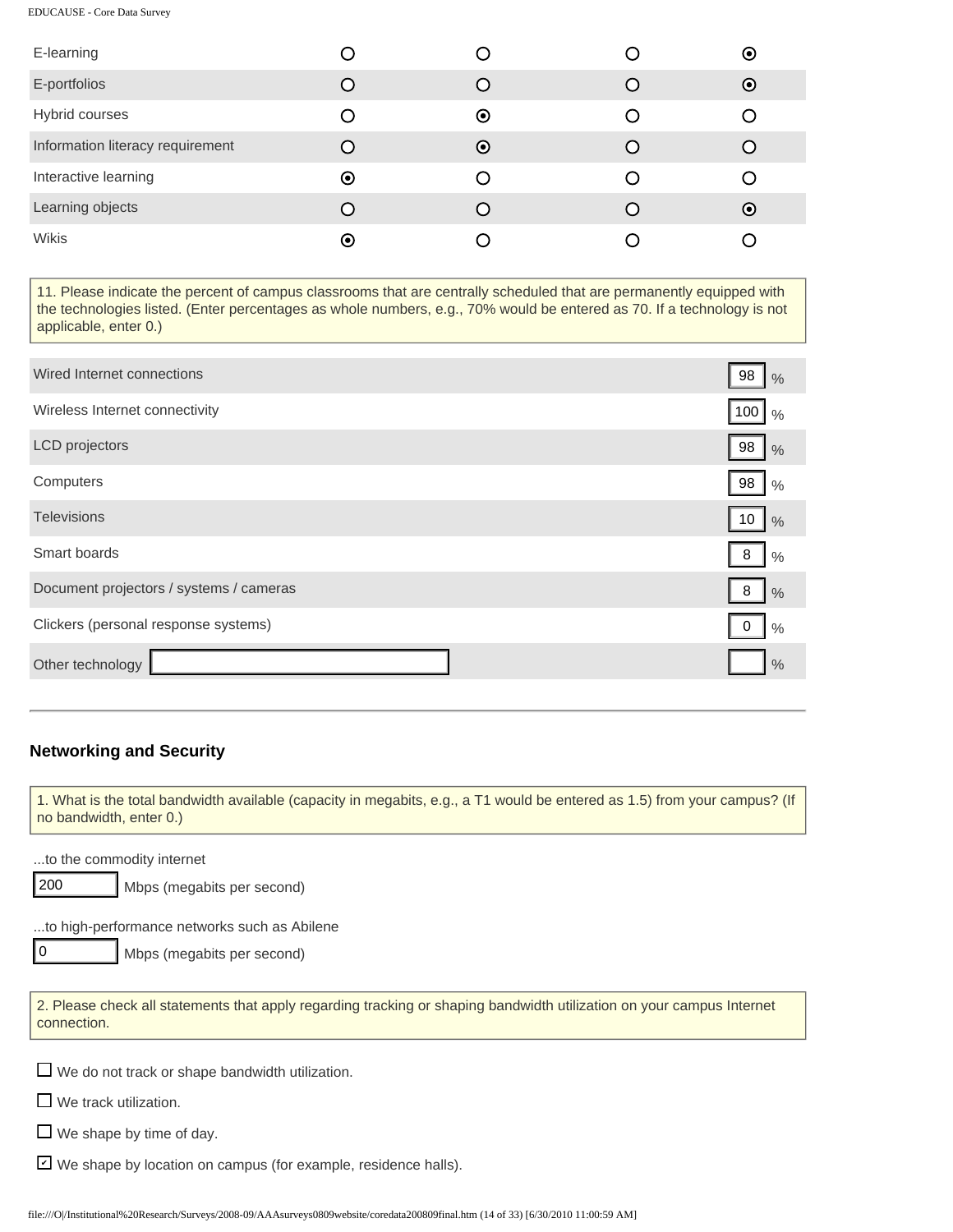| | | | | |
|---|---|---|---|---|
| E-learning | ○ | ○ | ○ | ◉ |
| E-portfolios | ○ | ○ | ○ | ◉ |
| Hybrid courses | ○ | ◉ | ○ | ○ |
| Information literacy requirement | ○ | ◉ | ○ | ○ |
| Interactive learning | ◉ | ○ | ○ | ○ |
| Learning objects | ○ | ○ | ○ | ◉ |
| Wikis | ◉ | ○ | ○ | ○ |

11. Please indicate the percent of campus classrooms that are centrally scheduled that are permanently equipped with the technologies listed. (Enter percentages as whole numbers, e.g., 70% would be entered as 70. If a technology is not applicable, enter 0.)

| | |
|---|---|
| Wired Internet connections | 98 % |
| Wireless Internet connectivity | 100 % |
| LCD projectors | 98 % |
| Computers | 98 % |
| Televisions | 10 % |
| Smart boards | 8 % |
| Document projectors / systems / cameras | 8 % |
| Clickers (personal response systems) | 0 % |
| Other technology | % |

## Networking and Security

1. What is the total bandwidth available (capacity in megabits, e.g., a T1 would be entered as 1.5) from your campus? (If no bandwidth, enter 0.)

...to the commodity internet

200 Mbps (megabits per second)

...to high-performance networks such as Abilene

0 Mbps (megabits per second)

2. Please check all statements that apply regarding tracking or shaping bandwidth utilization on your campus Internet connection.

- ☐ We do not track or shape bandwidth utilization.
- ☐ We track utilization.
- ☐ We shape by time of day.
- ☑ We shape by location on campus (for example, residence halls).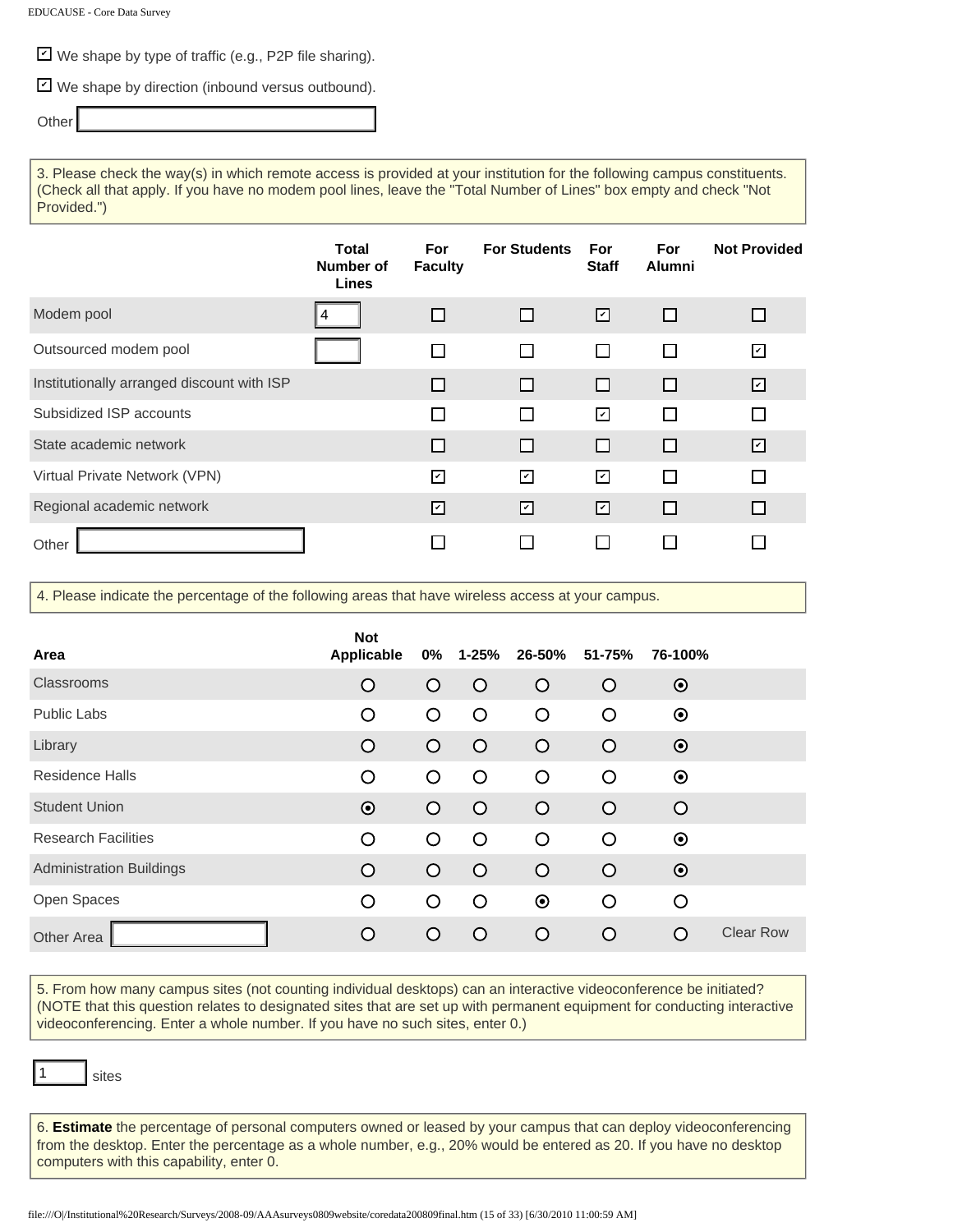☑ We shape by type of traffic (e.g., P2P file sharing).

☑ We shape by direction (inbound versus outbound).

Other [ ]

3. Please check the way(s) in which remote access is provided at your institution for the following campus constituents. (Check all that apply. If you have no modem pool lines, leave the "Total Number of Lines" box empty and check "Not Provided.")

| | Total Number of Lines | For Faculty | For Students | For Staff | For Alumni | Not Provided |
|---|---|---|---|---|---|---|
| Modem pool | 4 | ☐ | ☐ | ☑ | ☐ | ☐ |
| Outsourced modem pool | | ☐ | ☐ | ☐ | ☐ | ☑ |
| Institutionally arranged discount with ISP | | ☐ | ☐ | ☐ | ☐ | ☑ |
| Subsidized ISP accounts | | ☐ | ☐ | ☑ | ☐ | ☐ |
| State academic network | | ☐ | ☐ | ☐ | ☐ | ☑ |
| Virtual Private Network (VPN) | | ☑ | ☑ | ☑ | ☐ | ☐ |
| Regional academic network | | ☑ | ☑ | ☑ | ☐ | ☐ |
| Other [ ] | | ☐ | ☐ | ☐ | ☐ | ☐ |

4. Please indicate the percentage of the following areas that have wireless access at your campus.

| Area | Not Applicable | 0% | 1-25% | 26-50% | 51-75% | 76-100% | |
|---|---|---|---|---|---|---|---|
| Classrooms | ○ | ○ | ○ | ○ | ○ | ◉ | |
| Public Labs | ○ | ○ | ○ | ○ | ○ | ◉ | |
| Library | ○ | ○ | ○ | ○ | ○ | ◉ | |
| Residence Halls | ○ | ○ | ○ | ○ | ○ | ◉ | |
| Student Union | ◉ | ○ | ○ | ○ | ○ | ○ | |
| Research Facilities | ○ | ○ | ○ | ○ | ○ | ◉ | |
| Administration Buildings | ○ | ○ | ○ | ○ | ○ | ◉ | |
| Open Spaces | ○ | ○ | ○ | ◉ | ○ | ○ | |
| Other Area [ ] | ○ | ○ | ○ | ○ | ○ | ○ | Clear Row |

5. From how many campus sites (not counting individual desktops) can an interactive videoconference be initiated? (NOTE that this question relates to designated sites that are set up with permanent equipment for conducting interactive videoconferencing. Enter a whole number. If you have no such sites, enter 0.)

1 sites

6. **Estimate** the percentage of personal computers owned or leased by your campus that can deploy videoconferencing from the desktop. Enter the percentage as a whole number, e.g., 20% would be entered as 20. If you have no desktop computers with this capability, enter 0.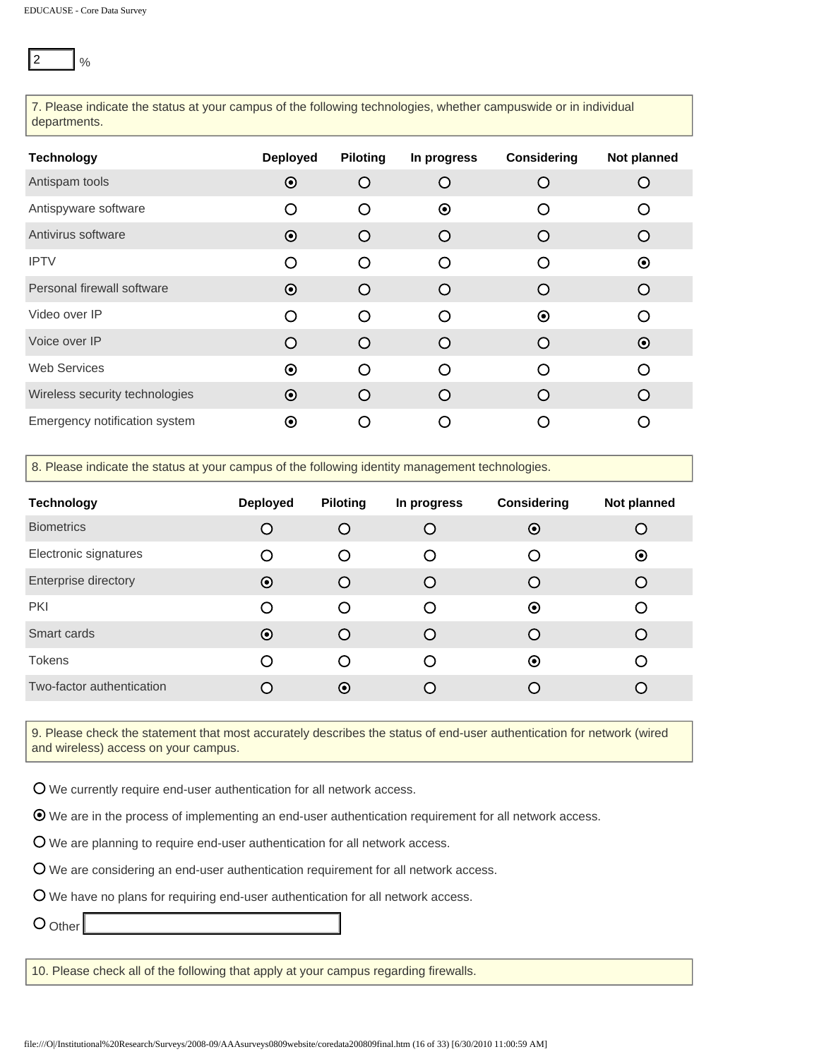2 %

7. Please indicate the status at your campus of the following technologies, whether campuswide or in individual departments.

| Technology | Deployed | Piloting | In progress | Considering | Not planned |
|---|---|---|---|---|---|
| Antispam tools | ⦿ | ○ | ○ | ○ | ○ |
| Antispyware software | ○ | ○ | ⦿ | ○ | ○ |
| Antivirus software | ⦿ | ○ | ○ | ○ | ○ |
| IPTV | ○ | ○ | ○ | ○ | ⦿ |
| Personal firewall software | ⦿ | ○ | ○ | ○ | ○ |
| Video over IP | ○ | ○ | ○ | ⦿ | ○ |
| Voice over IP | ○ | ○ | ○ | ○ | ⦿ |
| Web Services | ⦿ | ○ | ○ | ○ | ○ |
| Wireless security technologies | ⦿ | ○ | ○ | ○ | ○ |
| Emergency notification system | ⦿ | ○ | ○ | ○ | ○ |

8. Please indicate the status at your campus of the following identity management technologies.

| Technology | Deployed | Piloting | In progress | Considering | Not planned |
|---|---|---|---|---|---|
| Biometrics | ○ | ○ | ○ | ⦿ | ○ |
| Electronic signatures | ○ | ○ | ○ | ○ | ⦿ |
| Enterprise directory | ⦿ | ○ | ○ | ○ | ○ |
| PKI | ○ | ○ | ○ | ⦿ | ○ |
| Smart cards | ⦿ | ○ | ○ | ○ | ○ |
| Tokens | ○ | ○ | ○ | ⦿ | ○ |
| Two-factor authentication | ○ | ⦿ | ○ | ○ | ○ |

9. Please check the statement that most accurately describes the status of end-user authentication for network (wired and wireless) access on your campus.

- ○ We currently require end-user authentication for all network access.
- ⦿ We are in the process of implementing an end-user authentication requirement for all network access.
- ○ We are planning to require end-user authentication for all network access.
- ○ We are considering an end-user authentication requirement for all network access.
- ○ We have no plans for requiring end-user authentication for all network access.
- ○ Other ______

10. Please check all of the following that apply at your campus regarding firewalls.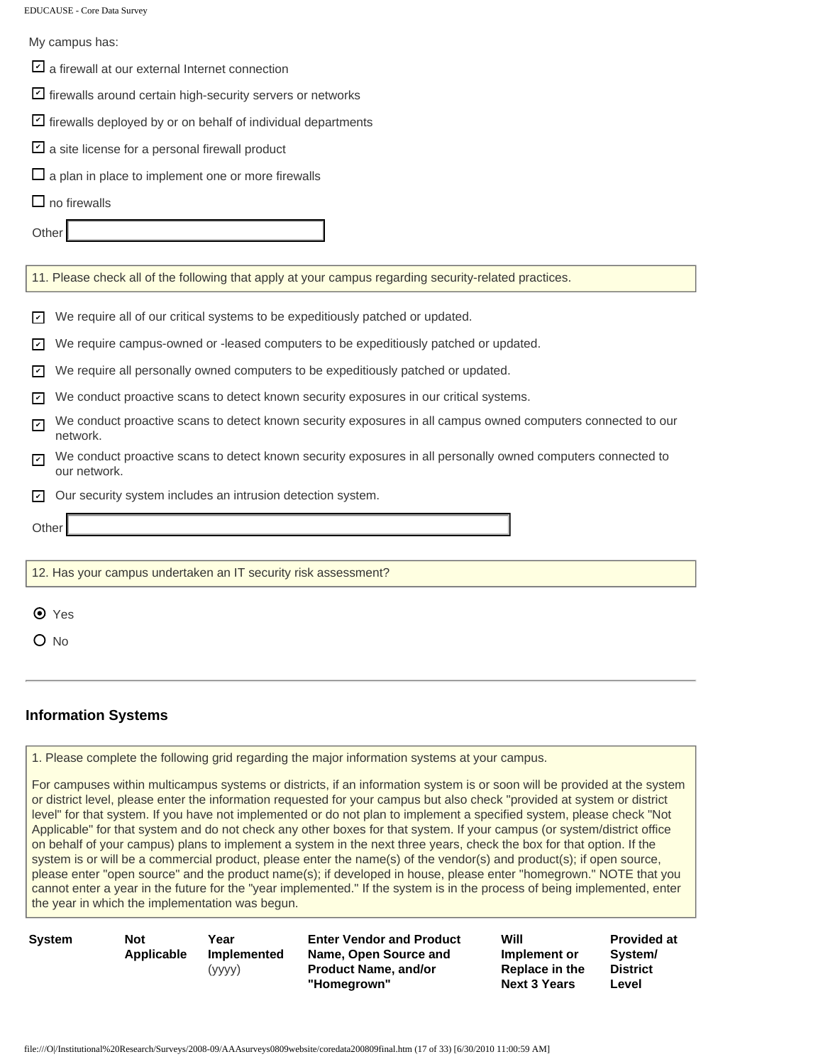My campus has:

- [x] a firewall at our external Internet connection
- [x] firewalls around certain high-security servers or networks
- [x] firewalls deployed by or on behalf of individual departments
- [x] a site license for a personal firewall product
- [ ] a plan in place to implement one or more firewalls
- [ ] no firewalls

Other

11. Please check all of the following that apply at your campus regarding security-related practices.

- [x] We require all of our critical systems to be expeditiously patched or updated.
- [x] We require campus-owned or -leased computers to be expeditiously patched or updated.
- [x] We require all personally owned computers to be expeditiously patched or updated.
- [x] We conduct proactive scans to detect known security exposures in our critical systems.
- [x] We conduct proactive scans to detect known security exposures in all campus owned computers connected to our network.
- [x] We conduct proactive scans to detect known security exposures in all personally owned computers connected to our network.
- [x] Our security system includes an intrusion detection system.

Other

12. Has your campus undertaken an IT security risk assessment?

- (•) Yes
- ( ) No

---

## Information Systems

1. Please complete the following grid regarding the major information systems at your campus.

For campuses within multicampus systems or districts, if an information system is or soon will be provided at the system or district level, please enter the information requested for your campus but also check "provided at system or district level" for that system. If you have not implemented or do not plan to implement a specified system, please check "Not Applicable" for that system and do not check any other boxes for that system. If your campus (or system/district office on behalf of your campus) plans to implement a system in the next three years, check the box for that option. If the system is or will be a commercial product, please enter the name(s) of the vendor(s) and product(s); if open source, please enter "open source" and the product name(s); if developed in house, please enter "homegrown." NOTE that you cannot enter a year in the future for the "year implemented." If the system is in the process of being implemented, enter the year in which the implementation was begun.

| System | Not Applicable | Year Implemented (yyyy) | Enter Vendor and Product Name, Open Source and Product Name, and/or "Homegrown" | Will Implement or Replace in the Next 3 Years | Provided at System/ District Level |
|---|---|---|---|---|---|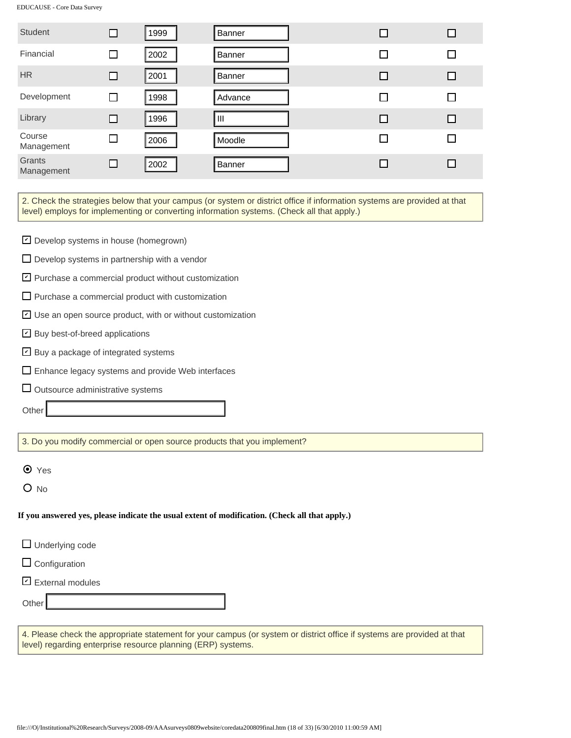| | | | | | |
|---|---|---|---|---|---|
| Student | ☐ | 1999 | Banner | ☐ | ☐ |
| Financial | ☐ | 2002 | Banner | ☐ | ☐ |
| HR | ☐ | 2001 | Banner | ☐ | ☐ |
| Development | ☐ | 1998 | Advance | ☐ | ☐ |
| Library | ☐ | 1996 | III | ☐ | ☐ |
| Course Management | ☐ | 2006 | Moodle | ☐ | ☐ |
| Grants Management | ☐ | 2002 | Banner | ☐ | ☐ |

2. Check the strategies below that your campus (or system or district office if information systems are provided at that level) employs for implementing or converting information systems. (Check all that apply.)

- ☑ Develop systems in house (homegrown)
- ☐ Develop systems in partnership with a vendor
- ☑ Purchase a commercial product without customization
- ☐ Purchase a commercial product with customization
- ☑ Use an open source product, with or without customization
- ☑ Buy best-of-breed applications
- ☑ Buy a package of integrated systems
- ☐ Enhance legacy systems and provide Web interfaces
- ☐ Outsource administrative systems

Other ____________

3. Do you modify commercial or open source products that you implement?

- ◉ Yes
- ○ No

**If you answered yes, please indicate the usual extent of modification. (Check all that apply.)**

- ☐ Underlying code
- ☐ Configuration
- ☑ External modules

Other ____________

4. Please check the appropriate statement for your campus (or system or district office if systems are provided at that level) regarding enterprise resource planning (ERP) systems.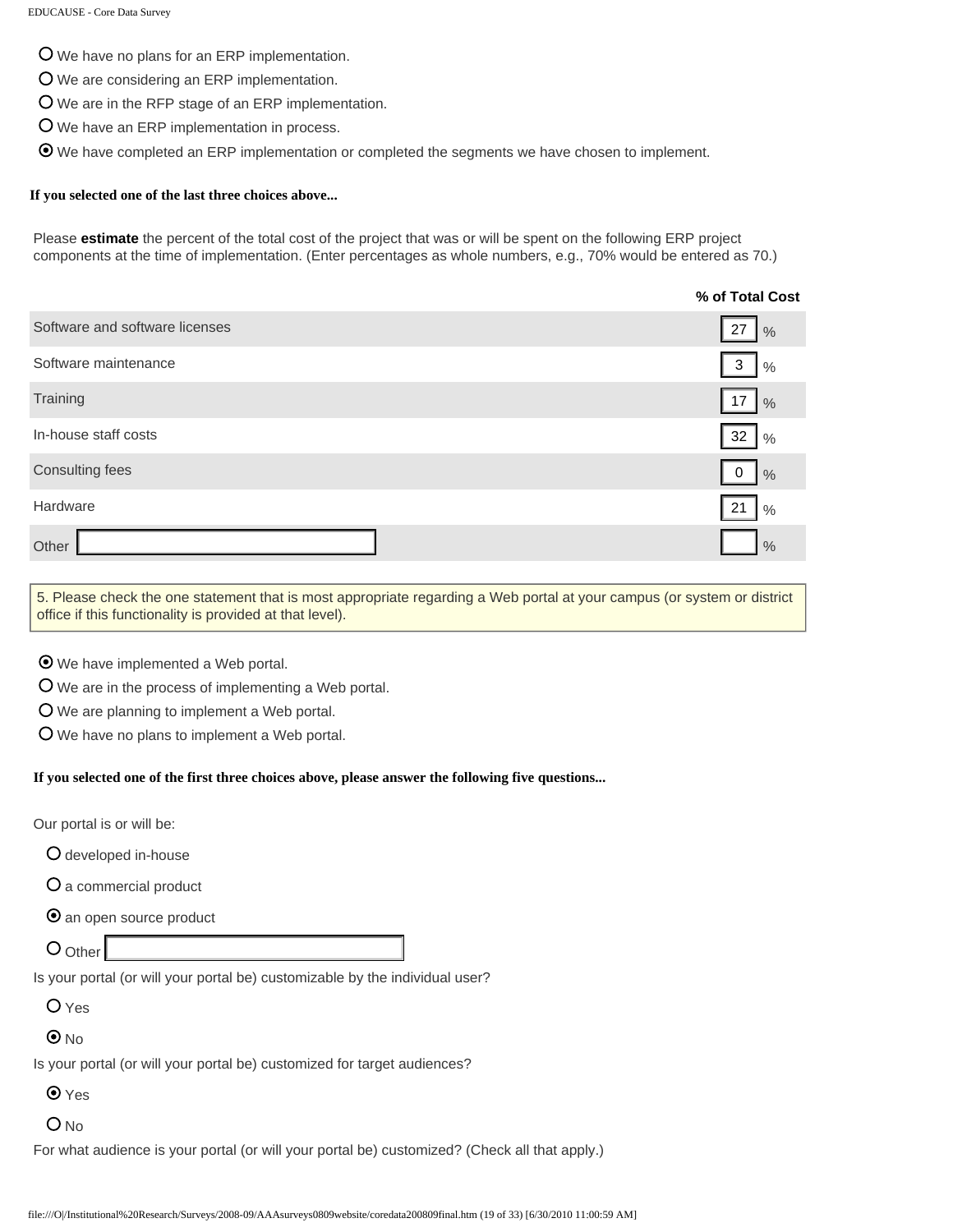- ○ We have no plans for an ERP implementation.
- ○ We are considering an ERP implementation.
- ○ We are in the RFP stage of an ERP implementation.
- ○ We have an ERP implementation in process.
- ◉ We have completed an ERP implementation or completed the segments we have chosen to implement.

**If you selected one of the last three choices above...**

Please **estimate** the percent of the total cost of the project that was or will be spent on the following ERP project components at the time of implementation. (Enter percentages as whole numbers, e.g., 70% would be entered as 70.)

| | % of Total Cost |
|---|---|
| Software and software licenses | 27 % |
| Software maintenance | 3 % |
| Training | 17 % |
| In-house staff costs | 32 % |
| Consulting fees | 0 % |
| Hardware | 21 % |
| Other | % |

5. Please check the one statement that is most appropriate regarding a Web portal at your campus (or system or district office if this functionality is provided at that level).

- ◉ We have implemented a Web portal.
- ○ We are in the process of implementing a Web portal.
- ○ We are planning to implement a Web portal.
- ○ We have no plans to implement a Web portal.

**If you selected one of the first three choices above, please answer the following five questions...**

Our portal is or will be:

- ○ developed in-house
- ○ a commercial product
- ◉ an open source product
- ○ Other

Is your portal (or will your portal be) customizable by the individual user?

- ○ Yes
- ◉ No

Is your portal (or will your portal be) customized for target audiences?

- ◉ Yes
- ○ No

For what audience is your portal (or will your portal be) customized? (Check all that apply.)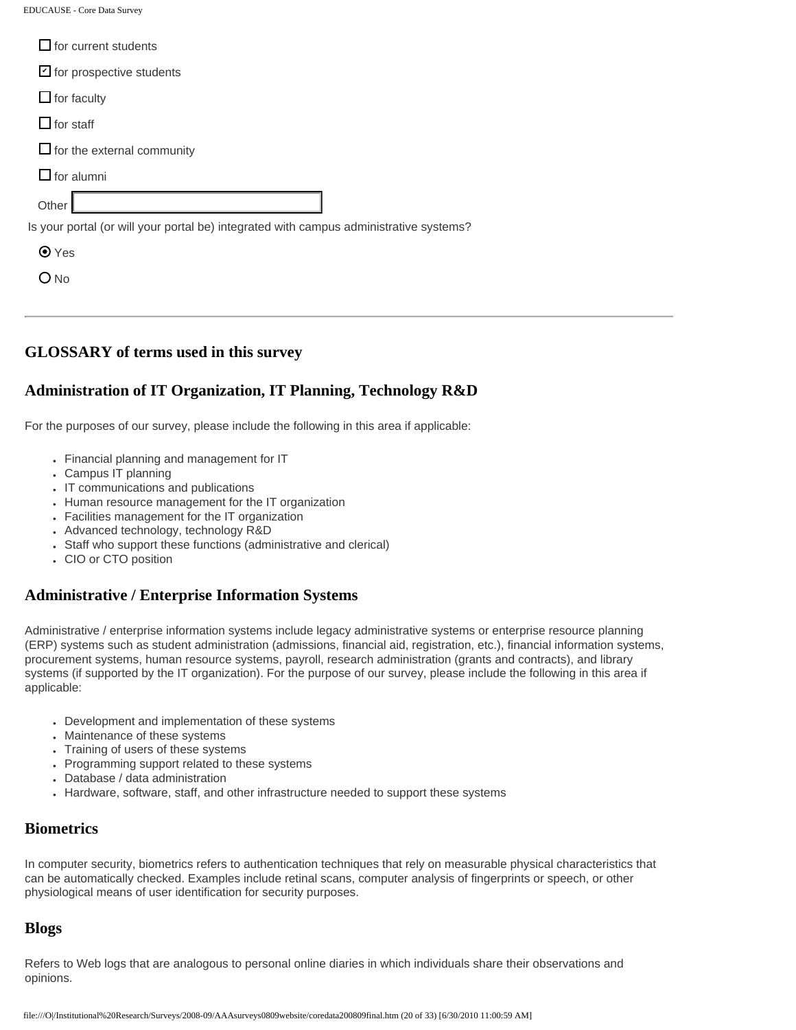- [ ] for current students
- [x] for prospective students
- [ ] for faculty
- [ ] for staff
- [ ] for the external community
- [ ] for alumni

Other ________

Is your portal (or will your portal be) integrated with campus administrative systems?

- (●) Yes
- ( ) No

---

## GLOSSARY of terms used in this survey

## Administration of IT Organization, IT Planning, Technology R&D

For the purposes of our survey, please include the following in this area if applicable:

- Financial planning and management for IT
- Campus IT planning
- IT communications and publications
- Human resource management for the IT organization
- Facilities management for the IT organization
- Advanced technology, technology R&D
- Staff who support these functions (administrative and clerical)
- CIO or CTO position

## Administrative / Enterprise Information Systems

Administrative / enterprise information systems include legacy administrative systems or enterprise resource planning (ERP) systems such as student administration (admissions, financial aid, registration, etc.), financial information systems, procurement systems, human resource systems, payroll, research administration (grants and contracts), and library systems (if supported by the IT organization). For the purpose of our survey, please include the following in this area if applicable:

- Development and implementation of these systems
- Maintenance of these systems
- Training of users of these systems
- Programming support related to these systems
- Database / data administration
- Hardware, software, staff, and other infrastructure needed to support these systems

## Biometrics

In computer security, biometrics refers to authentication techniques that rely on measurable physical characteristics that can be automatically checked. Examples include retinal scans, computer analysis of fingerprints or speech, or other physiological means of user identification for security purposes.

## Blogs

Refers to Web logs that are analogous to personal online diaries in which individuals share their observations and opinions.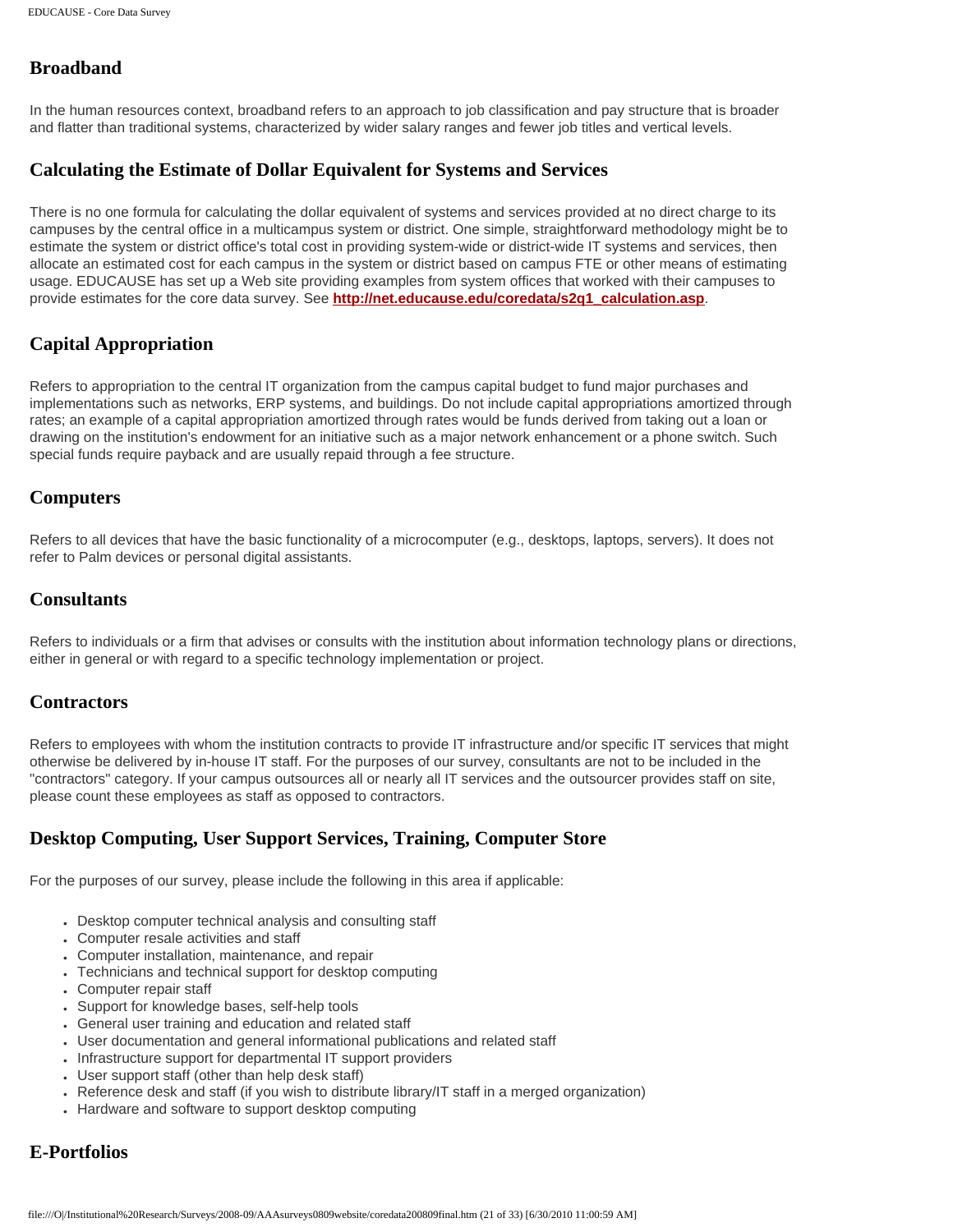## Broadband

In the human resources context, broadband refers to an approach to job classification and pay structure that is broader and flatter than traditional systems, characterized by wider salary ranges and fewer job titles and vertical levels.

## Calculating the Estimate of Dollar Equivalent for Systems and Services

There is no one formula for calculating the dollar equivalent of systems and services provided at no direct charge to its campuses by the central office in a multicampus system or district. One simple, straightforward methodology might be to estimate the system or district office's total cost in providing system-wide or district-wide IT systems and services, then allocate an estimated cost for each campus in the system or district based on campus FTE or other means of estimating usage. EDUCAUSE has set up a Web site providing examples from system offices that worked with their campuses to provide estimates for the core data survey. See **http://net.educause.edu/coredata/s2q1_calculation.asp**.

## Capital Appropriation

Refers to appropriation to the central IT organization from the campus capital budget to fund major purchases and implementations such as networks, ERP systems, and buildings. Do not include capital appropriations amortized through rates; an example of a capital appropriation amortized through rates would be funds derived from taking out a loan or drawing on the institution's endowment for an initiative such as a major network enhancement or a phone switch. Such special funds require payback and are usually repaid through a fee structure.

## Computers

Refers to all devices that have the basic functionality of a microcomputer (e.g., desktops, laptops, servers). It does not refer to Palm devices or personal digital assistants.

## Consultants

Refers to individuals or a firm that advises or consults with the institution about information technology plans or directions, either in general or with regard to a specific technology implementation or project.

## Contractors

Refers to employees with whom the institution contracts to provide IT infrastructure and/or specific IT services that might otherwise be delivered by in-house IT staff. For the purposes of our survey, consultants are not to be included in the "contractors" category. If your campus outsources all or nearly all IT services and the outsourcer provides staff on site, please count these employees as staff as opposed to contractors.

## Desktop Computing, User Support Services, Training, Computer Store

For the purposes of our survey, please include the following in this area if applicable:

- Desktop computer technical analysis and consulting staff
- Computer resale activities and staff
- Computer installation, maintenance, and repair
- Technicians and technical support for desktop computing
- Computer repair staff
- Support for knowledge bases, self-help tools
- General user training and education and related staff
- User documentation and general informational publications and related staff
- Infrastructure support for departmental IT support providers
- User support staff (other than help desk staff)
- Reference desk and staff (if you wish to distribute library/IT staff in a merged organization)
- Hardware and software to support desktop computing

## E-Portfolios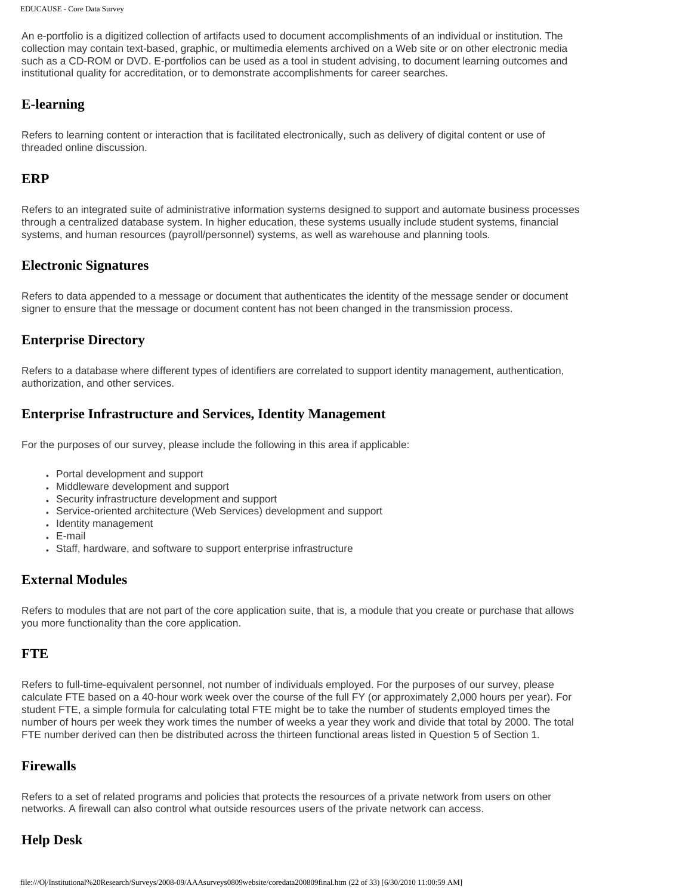An e-portfolio is a digitized collection of artifacts used to document accomplishments of an individual or institution. The collection may contain text-based, graphic, or multimedia elements archived on a Web site or on other electronic media such as a CD-ROM or DVD. E-portfolios can be used as a tool in student advising, to document learning outcomes and institutional quality for accreditation, or to demonstrate accomplishments for career searches.

## E-learning

Refers to learning content or interaction that is facilitated electronically, such as delivery of digital content or use of threaded online discussion.

## ERP

Refers to an integrated suite of administrative information systems designed to support and automate business processes through a centralized database system. In higher education, these systems usually include student systems, financial systems, and human resources (payroll/personnel) systems, as well as warehouse and planning tools.

## Electronic Signatures

Refers to data appended to a message or document that authenticates the identity of the message sender or document signer to ensure that the message or document content has not been changed in the transmission process.

## Enterprise Directory

Refers to a database where different types of identifiers are correlated to support identity management, authentication, authorization, and other services.

## Enterprise Infrastructure and Services, Identity Management

For the purposes of our survey, please include the following in this area if applicable:

- Portal development and support
- Middleware development and support
- Security infrastructure development and support
- Service-oriented architecture (Web Services) development and support
- Identity management
- E-mail
- Staff, hardware, and software to support enterprise infrastructure

## External Modules

Refers to modules that are not part of the core application suite, that is, a module that you create or purchase that allows you more functionality than the core application.

## FTE

Refers to full-time-equivalent personnel, not number of individuals employed. For the purposes of our survey, please calculate FTE based on a 40-hour work week over the course of the full FY (or approximately 2,000 hours per year). For student FTE, a simple formula for calculating total FTE might be to take the number of students employed times the number of hours per week they work times the number of weeks a year they work and divide that total by 2000. The total FTE number derived can then be distributed across the thirteen functional areas listed in Question 5 of Section 1.

## Firewalls

Refers to a set of related programs and policies that protects the resources of a private network from users on other networks. A firewall can also control what outside resources users of the private network can access.

## Help Desk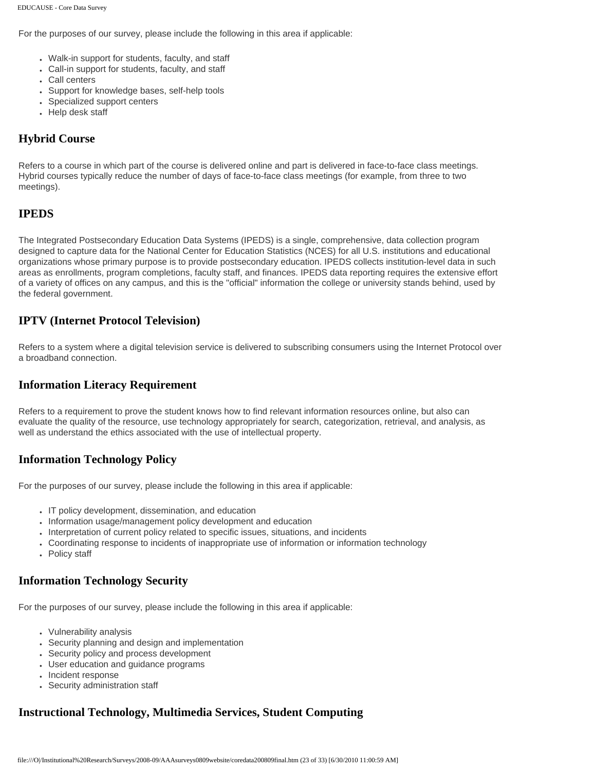For the purposes of our survey, please include the following in this area if applicable:

- Walk-in support for students, faculty, and staff
- Call-in support for students, faculty, and staff
- Call centers
- Support for knowledge bases, self-help tools
- Specialized support centers
- Help desk staff

## Hybrid Course

Refers to a course in which part of the course is delivered online and part is delivered in face-to-face class meetings. Hybrid courses typically reduce the number of days of face-to-face class meetings (for example, from three to two meetings).

## IPEDS

The Integrated Postsecondary Education Data Systems (IPEDS) is a single, comprehensive, data collection program designed to capture data for the National Center for Education Statistics (NCES) for all U.S. institutions and educational organizations whose primary purpose is to provide postsecondary education. IPEDS collects institution-level data in such areas as enrollments, program completions, faculty staff, and finances. IPEDS data reporting requires the extensive effort of a variety of offices on any campus, and this is the "official" information the college or university stands behind, used by the federal government.

## IPTV (Internet Protocol Television)

Refers to a system where a digital television service is delivered to subscribing consumers using the Internet Protocol over a broadband connection.

## Information Literacy Requirement

Refers to a requirement to prove the student knows how to find relevant information resources online, but also can evaluate the quality of the resource, use technology appropriately for search, categorization, retrieval, and analysis, as well as understand the ethics associated with the use of intellectual property.

## Information Technology Policy

For the purposes of our survey, please include the following in this area if applicable:

- IT policy development, dissemination, and education
- Information usage/management policy development and education
- Interpretation of current policy related to specific issues, situations, and incidents
- Coordinating response to incidents of inappropriate use of information or information technology
- Policy staff

## Information Technology Security

For the purposes of our survey, please include the following in this area if applicable:

- Vulnerability analysis
- Security planning and design and implementation
- Security policy and process development
- User education and guidance programs
- Incident response
- Security administration staff

## Instructional Technology, Multimedia Services, Student Computing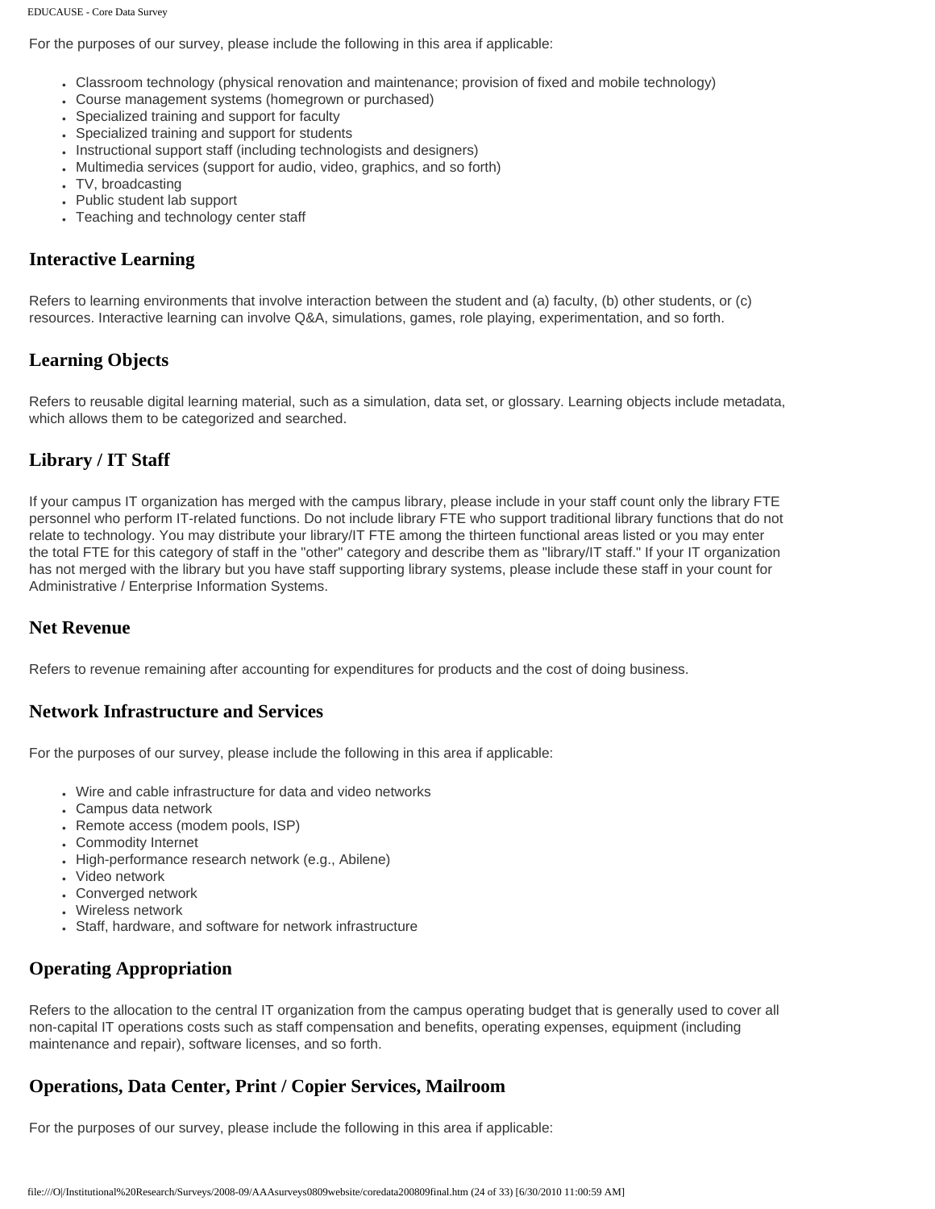For the purposes of our survey, please include the following in this area if applicable:

- Classroom technology (physical renovation and maintenance; provision of fixed and mobile technology)
- Course management systems (homegrown or purchased)
- Specialized training and support for faculty
- Specialized training and support for students
- Instructional support staff (including technologists and designers)
- Multimedia services (support for audio, video, graphics, and so forth)
- TV, broadcasting
- Public student lab support
- Teaching and technology center staff

## Interactive Learning

Refers to learning environments that involve interaction between the student and (a) faculty, (b) other students, or (c) resources. Interactive learning can involve Q&A, simulations, games, role playing, experimentation, and so forth.

## Learning Objects

Refers to reusable digital learning material, such as a simulation, data set, or glossary. Learning objects include metadata, which allows them to be categorized and searched.

## Library / IT Staff

If your campus IT organization has merged with the campus library, please include in your staff count only the library FTE personnel who perform IT-related functions. Do not include library FTE who support traditional library functions that do not relate to technology. You may distribute your library/IT FTE among the thirteen functional areas listed or you may enter the total FTE for this category of staff in the "other" category and describe them as "library/IT staff." If your IT organization has not merged with the library but you have staff supporting library systems, please include these staff in your count for Administrative / Enterprise Information Systems.

## Net Revenue

Refers to revenue remaining after accounting for expenditures for products and the cost of doing business.

## Network Infrastructure and Services

For the purposes of our survey, please include the following in this area if applicable:

- Wire and cable infrastructure for data and video networks
- Campus data network
- Remote access (modem pools, ISP)
- Commodity Internet
- High-performance research network (e.g., Abilene)
- Video network
- Converged network
- Wireless network
- Staff, hardware, and software for network infrastructure

## Operating Appropriation

Refers to the allocation to the central IT organization from the campus operating budget that is generally used to cover all non-capital IT operations costs such as staff compensation and benefits, operating expenses, equipment (including maintenance and repair), software licenses, and so forth.

## Operations, Data Center, Print / Copier Services, Mailroom

For the purposes of our survey, please include the following in this area if applicable: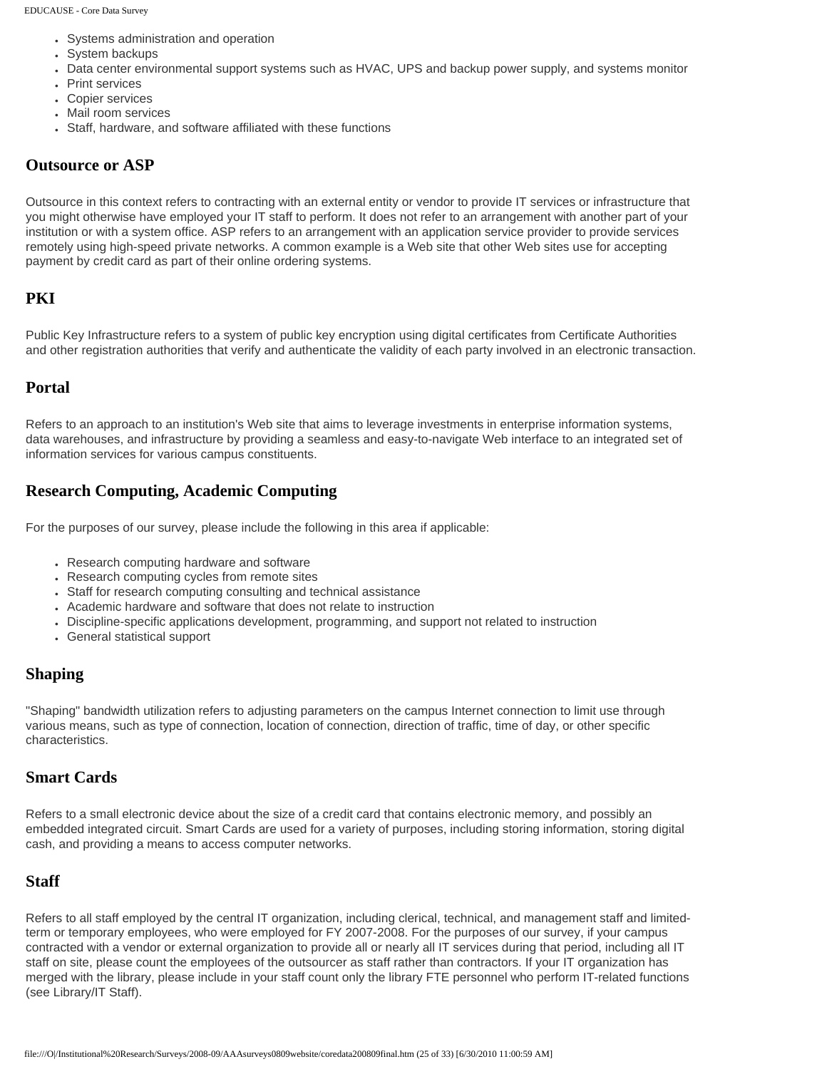- Systems administration and operation
- System backups
- Data center environmental support systems such as HVAC, UPS and backup power supply, and systems monitor
- Print services
- Copier services
- Mail room services
- Staff, hardware, and software affiliated with these functions

## Outsource or ASP

Outsource in this context refers to contracting with an external entity or vendor to provide IT services or infrastructure that you might otherwise have employed your IT staff to perform. It does not refer to an arrangement with another part of your institution or with a system office. ASP refers to an arrangement with an application service provider to provide services remotely using high-speed private networks. A common example is a Web site that other Web sites use for accepting payment by credit card as part of their online ordering systems.

## PKI

Public Key Infrastructure refers to a system of public key encryption using digital certificates from Certificate Authorities and other registration authorities that verify and authenticate the validity of each party involved in an electronic transaction.

## Portal

Refers to an approach to an institution's Web site that aims to leverage investments in enterprise information systems, data warehouses, and infrastructure by providing a seamless and easy-to-navigate Web interface to an integrated set of information services for various campus constituents.

## Research Computing, Academic Computing

For the purposes of our survey, please include the following in this area if applicable:

- Research computing hardware and software
- Research computing cycles from remote sites
- Staff for research computing consulting and technical assistance
- Academic hardware and software that does not relate to instruction
- Discipline-specific applications development, programming, and support not related to instruction
- General statistical support

## Shaping

"Shaping" bandwidth utilization refers to adjusting parameters on the campus Internet connection to limit use through various means, such as type of connection, location of connection, direction of traffic, time of day, or other specific characteristics.

## Smart Cards

Refers to a small electronic device about the size of a credit card that contains electronic memory, and possibly an embedded integrated circuit. Smart Cards are used for a variety of purposes, including storing information, storing digital cash, and providing a means to access computer networks.

## Staff

Refers to all staff employed by the central IT organization, including clerical, technical, and management staff and limited-term or temporary employees, who were employed for FY 2007-2008. For the purposes of our survey, if your campus contracted with a vendor or external organization to provide all or nearly all IT services during that period, including all IT staff on site, please count the employees of the outsourcer as staff rather than contractors. If your IT organization has merged with the library, please include in your staff count only the library FTE personnel who perform IT-related functions (see Library/IT Staff).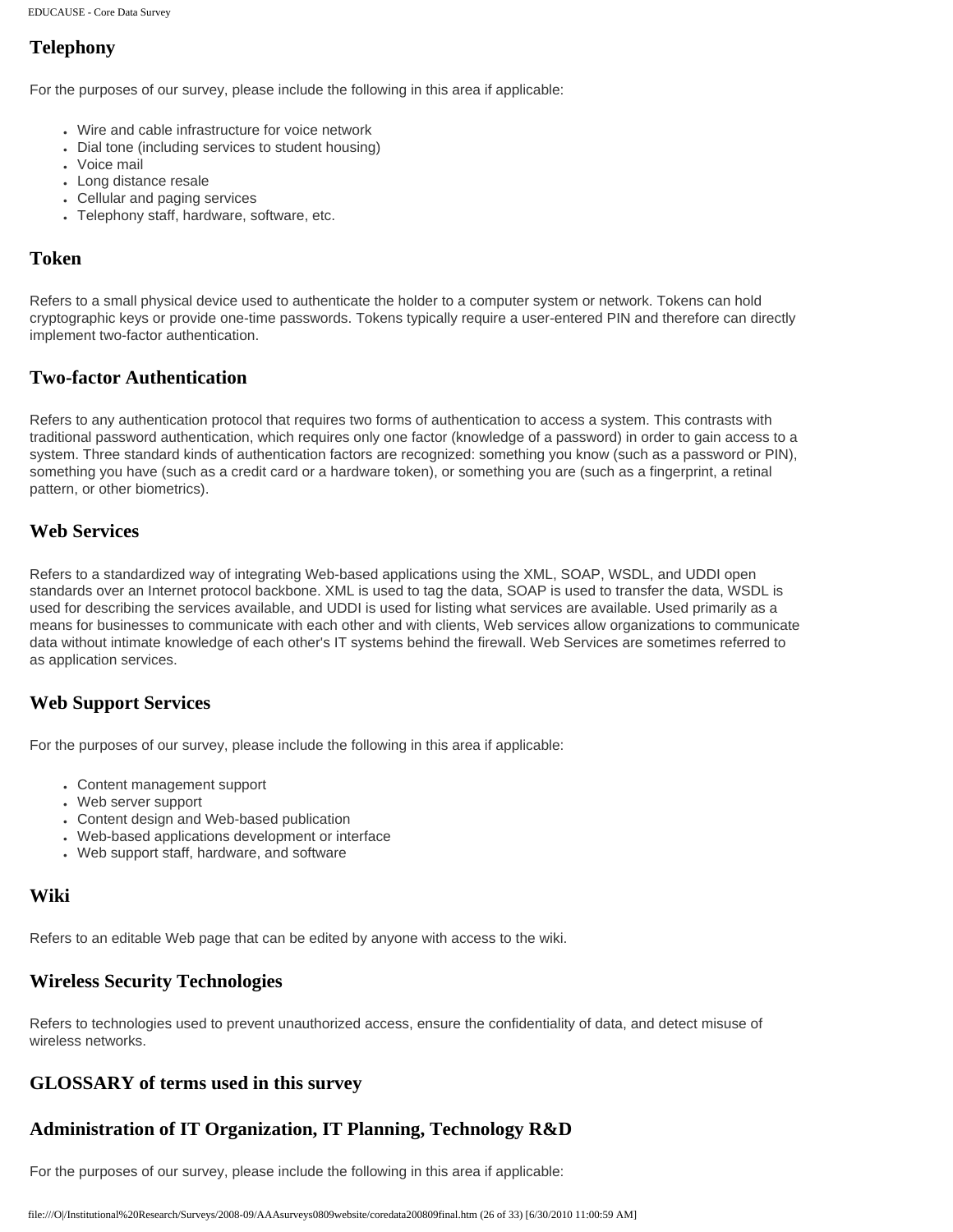## Telephony

For the purposes of our survey, please include the following in this area if applicable:

- Wire and cable infrastructure for voice network
- Dial tone (including services to student housing)
- Voice mail
- Long distance resale
- Cellular and paging services
- Telephony staff, hardware, software, etc.

## Token

Refers to a small physical device used to authenticate the holder to a computer system or network. Tokens can hold cryptographic keys or provide one-time passwords. Tokens typically require a user-entered PIN and therefore can directly implement two-factor authentication.

## Two-factor Authentication

Refers to any authentication protocol that requires two forms of authentication to access a system. This contrasts with traditional password authentication, which requires only one factor (knowledge of a password) in order to gain access to a system. Three standard kinds of authentication factors are recognized: something you know (such as a password or PIN), something you have (such as a credit card or a hardware token), or something you are (such as a fingerprint, a retinal pattern, or other biometrics).

## Web Services

Refers to a standardized way of integrating Web-based applications using the XML, SOAP, WSDL, and UDDI open standards over an Internet protocol backbone. XML is used to tag the data, SOAP is used to transfer the data, WSDL is used for describing the services available, and UDDI is used for listing what services are available. Used primarily as a means for businesses to communicate with each other and with clients, Web services allow organizations to communicate data without intimate knowledge of each other's IT systems behind the firewall. Web Services are sometimes referred to as application services.

## Web Support Services

For the purposes of our survey, please include the following in this area if applicable:

- Content management support
- Web server support
- Content design and Web-based publication
- Web-based applications development or interface
- Web support staff, hardware, and software

## Wiki

Refers to an editable Web page that can be edited by anyone with access to the wiki.

## Wireless Security Technologies

Refers to technologies used to prevent unauthorized access, ensure the confidentiality of data, and detect misuse of wireless networks.

## GLOSSARY of terms used in this survey

## Administration of IT Organization, IT Planning, Technology R&D

For the purposes of our survey, please include the following in this area if applicable: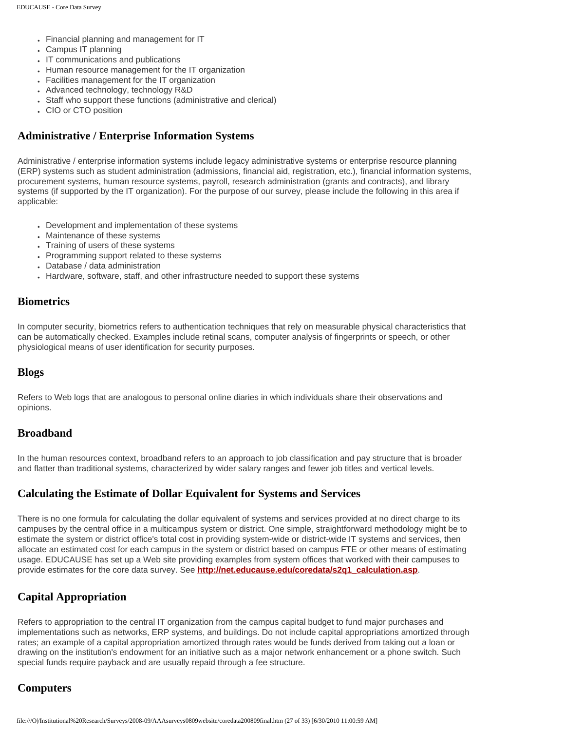- Financial planning and management for IT
- Campus IT planning
- IT communications and publications
- Human resource management for the IT organization
- Facilities management for the IT organization
- Advanced technology, technology R&D
- Staff who support these functions (administrative and clerical)
- CIO or CTO position

## Administrative / Enterprise Information Systems

Administrative / enterprise information systems include legacy administrative systems or enterprise resource planning (ERP) systems such as student administration (admissions, financial aid, registration, etc.), financial information systems, procurement systems, human resource systems, payroll, research administration (grants and contracts), and library systems (if supported by the IT organization). For the purpose of our survey, please include the following in this area if applicable:

- Development and implementation of these systems
- Maintenance of these systems
- Training of users of these systems
- Programming support related to these systems
- Database / data administration
- Hardware, software, staff, and other infrastructure needed to support these systems

## Biometrics

In computer security, biometrics refers to authentication techniques that rely on measurable physical characteristics that can be automatically checked. Examples include retinal scans, computer analysis of fingerprints or speech, or other physiological means of user identification for security purposes.

## Blogs

Refers to Web logs that are analogous to personal online diaries in which individuals share their observations and opinions.

## Broadband

In the human resources context, broadband refers to an approach to job classification and pay structure that is broader and flatter than traditional systems, characterized by wider salary ranges and fewer job titles and vertical levels.

## Calculating the Estimate of Dollar Equivalent for Systems and Services

There is no one formula for calculating the dollar equivalent of systems and services provided at no direct charge to its campuses by the central office in a multicampus system or district. One simple, straightforward methodology might be to estimate the system or district office's total cost in providing system-wide or district-wide IT systems and services, then allocate an estimated cost for each campus in the system or district based on campus FTE or other means of estimating usage. EDUCAUSE has set up a Web site providing examples from system offices that worked with their campuses to provide estimates for the core data survey. See **http://net.educause.edu/coredata/s2q1_calculation.asp**.

## Capital Appropriation

Refers to appropriation to the central IT organization from the campus capital budget to fund major purchases and implementations such as networks, ERP systems, and buildings. Do not include capital appropriations amortized through rates; an example of a capital appropriation amortized through rates would be funds derived from taking out a loan or drawing on the institution's endowment for an initiative such as a major network enhancement or a phone switch. Such special funds require payback and are usually repaid through a fee structure.

## Computers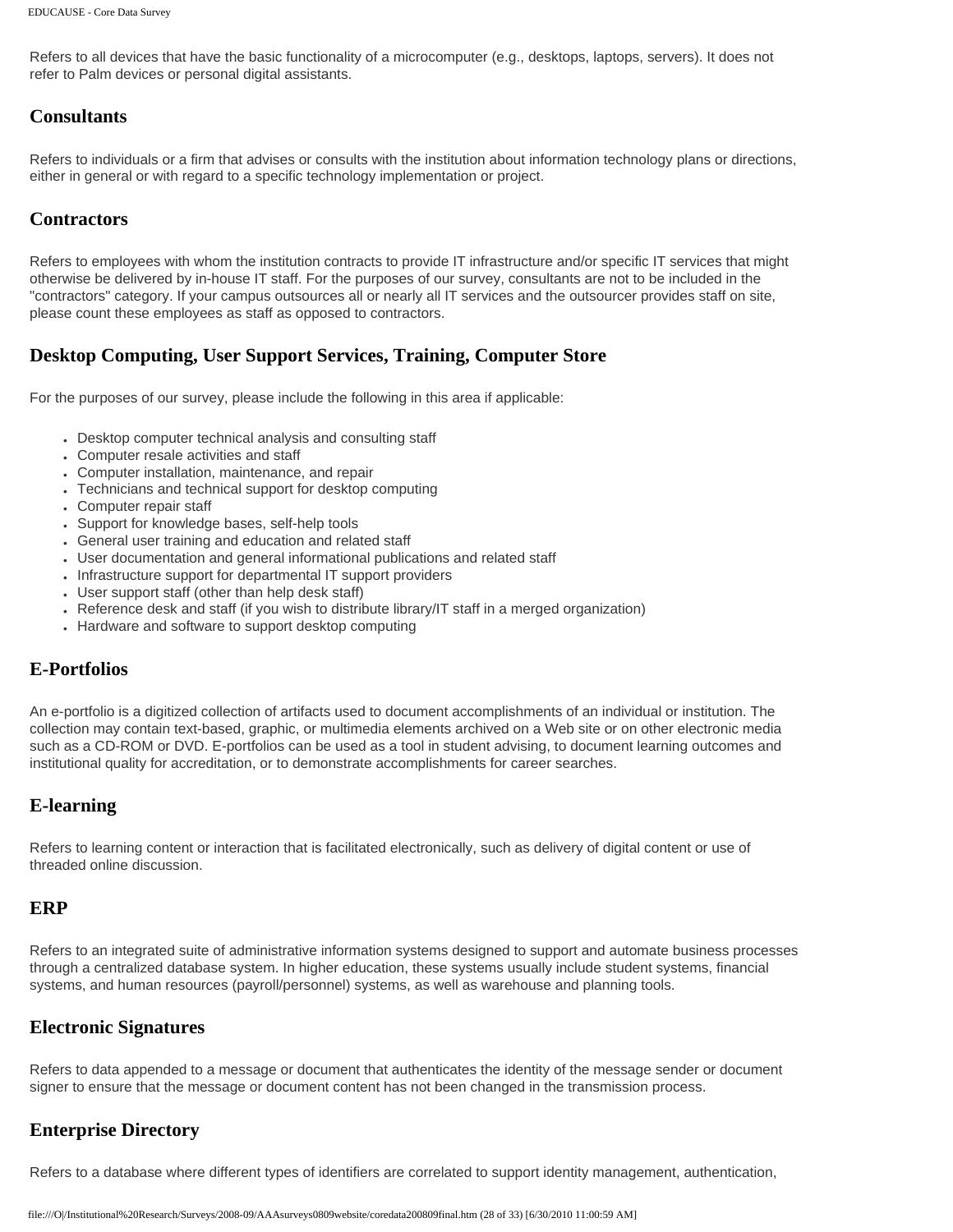Refers to all devices that have the basic functionality of a microcomputer (e.g., desktops, laptops, servers). It does not refer to Palm devices or personal digital assistants.

### Consultants

Refers to individuals or a firm that advises or consults with the institution about information technology plans or directions, either in general or with regard to a specific technology implementation or project.

### Contractors

Refers to employees with whom the institution contracts to provide IT infrastructure and/or specific IT services that might otherwise be delivered by in-house IT staff. For the purposes of our survey, consultants are not to be included in the "contractors" category. If your campus outsources all or nearly all IT services and the outsourcer provides staff on site, please count these employees as staff as opposed to contractors.

### Desktop Computing, User Support Services, Training, Computer Store

For the purposes of our survey, please include the following in this area if applicable:

- Desktop computer technical analysis and consulting staff
- Computer resale activities and staff
- Computer installation, maintenance, and repair
- Technicians and technical support for desktop computing
- Computer repair staff
- Support for knowledge bases, self-help tools
- General user training and education and related staff
- User documentation and general informational publications and related staff
- Infrastructure support for departmental IT support providers
- User support staff (other than help desk staff)
- Reference desk and staff (if you wish to distribute library/IT staff in a merged organization)
- Hardware and software to support desktop computing

### E-Portfolios

An e-portfolio is a digitized collection of artifacts used to document accomplishments of an individual or institution. The collection may contain text-based, graphic, or multimedia elements archived on a Web site or on other electronic media such as a CD-ROM or DVD. E-portfolios can be used as a tool in student advising, to document learning outcomes and institutional quality for accreditation, or to demonstrate accomplishments for career searches.

### E-learning

Refers to learning content or interaction that is facilitated electronically, such as delivery of digital content or use of threaded online discussion.

### ERP

Refers to an integrated suite of administrative information systems designed to support and automate business processes through a centralized database system. In higher education, these systems usually include student systems, financial systems, and human resources (payroll/personnel) systems, as well as warehouse and planning tools.

### Electronic Signatures

Refers to data appended to a message or document that authenticates the identity of the message sender or document signer to ensure that the message or document content has not been changed in the transmission process.

### Enterprise Directory

Refers to a database where different types of identifiers are correlated to support identity management, authentication,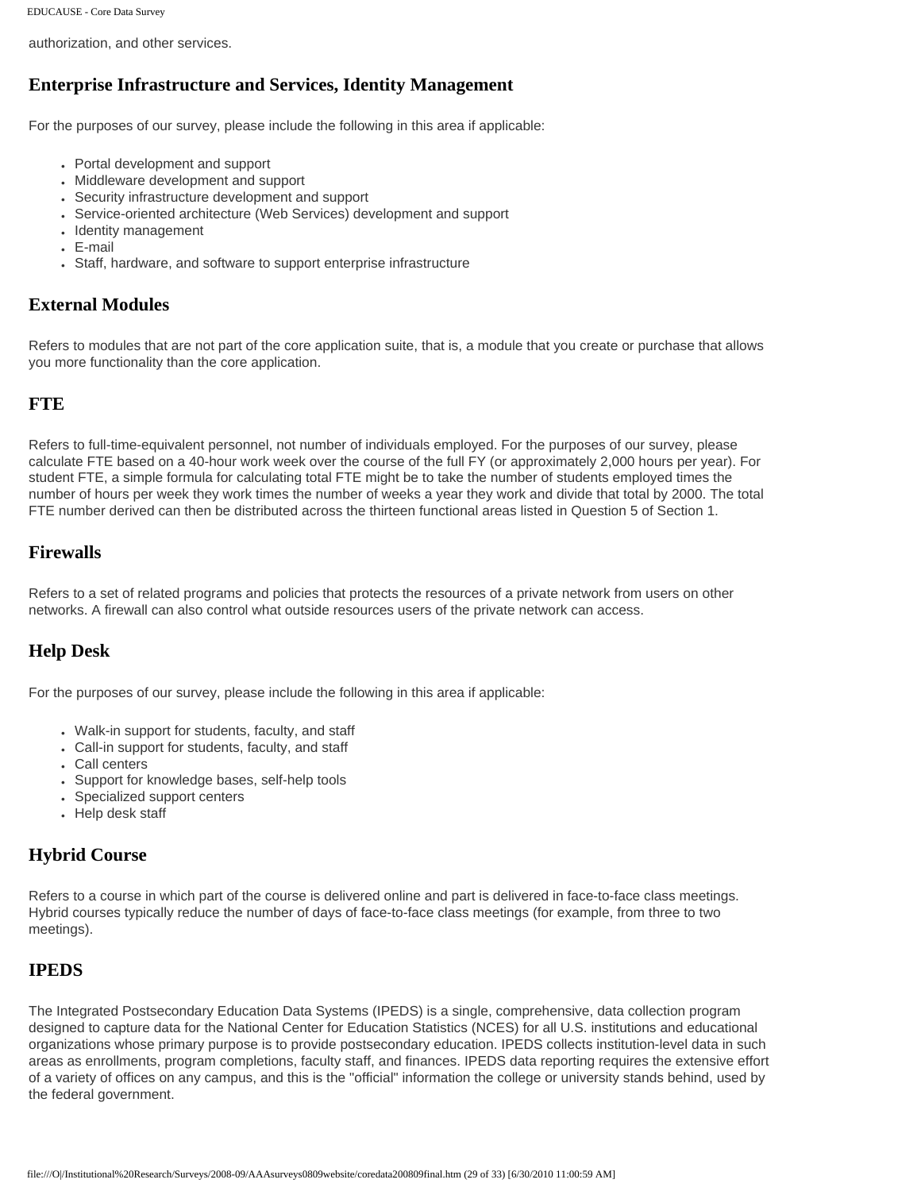authorization, and other services.

## Enterprise Infrastructure and Services, Identity Management

For the purposes of our survey, please include the following in this area if applicable:

- Portal development and support
- Middleware development and support
- Security infrastructure development and support
- Service-oriented architecture (Web Services) development and support
- Identity management
- E-mail
- Staff, hardware, and software to support enterprise infrastructure

## External Modules

Refers to modules that are not part of the core application suite, that is, a module that you create or purchase that allows you more functionality than the core application.

## FTE

Refers to full-time-equivalent personnel, not number of individuals employed. For the purposes of our survey, please calculate FTE based on a 40-hour work week over the course of the full FY (or approximately 2,000 hours per year). For student FTE, a simple formula for calculating total FTE might be to take the number of students employed times the number of hours per week they work times the number of weeks a year they work and divide that total by 2000. The total FTE number derived can then be distributed across the thirteen functional areas listed in Question 5 of Section 1.

## Firewalls

Refers to a set of related programs and policies that protects the resources of a private network from users on other networks. A firewall can also control what outside resources users of the private network can access.

## Help Desk

For the purposes of our survey, please include the following in this area if applicable:

- Walk-in support for students, faculty, and staff
- Call-in support for students, faculty, and staff
- Call centers
- Support for knowledge bases, self-help tools
- Specialized support centers
- Help desk staff

## Hybrid Course

Refers to a course in which part of the course is delivered online and part is delivered in face-to-face class meetings. Hybrid courses typically reduce the number of days of face-to-face class meetings (for example, from three to two meetings).

## IPEDS

The Integrated Postsecondary Education Data Systems (IPEDS) is a single, comprehensive, data collection program designed to capture data for the National Center for Education Statistics (NCES) for all U.S. institutions and educational organizations whose primary purpose is to provide postsecondary education. IPEDS collects institution-level data in such areas as enrollments, program completions, faculty staff, and finances. IPEDS data reporting requires the extensive effort of a variety of offices on any campus, and this is the "official" information the college or university stands behind, used by the federal government.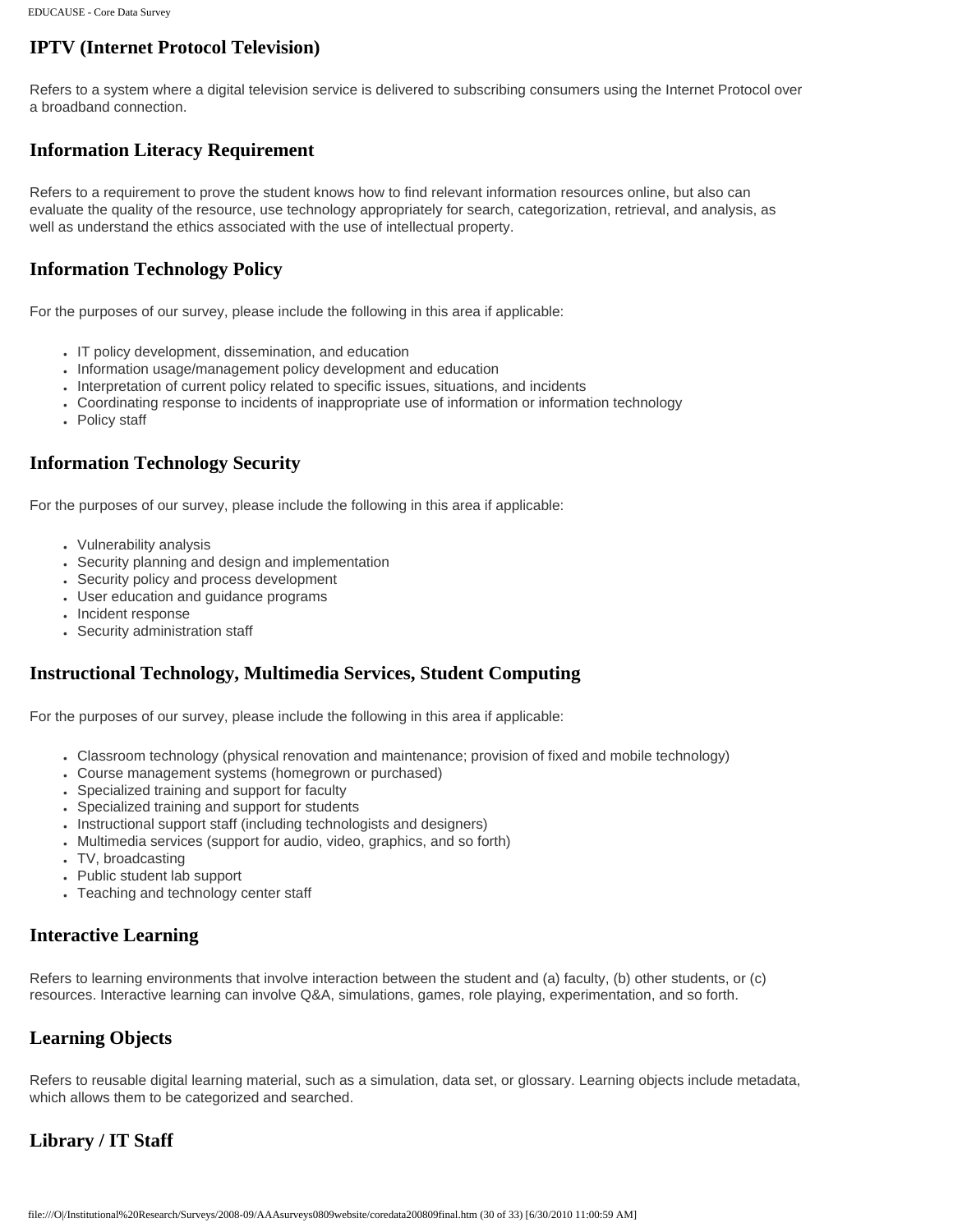## IPTV (Internet Protocol Television)

Refers to a system where a digital television service is delivered to subscribing consumers using the Internet Protocol over a broadband connection.

## Information Literacy Requirement

Refers to a requirement to prove the student knows how to find relevant information resources online, but also can evaluate the quality of the resource, use technology appropriately for search, categorization, retrieval, and analysis, as well as understand the ethics associated with the use of intellectual property.

## Information Technology Policy

For the purposes of our survey, please include the following in this area if applicable:

- IT policy development, dissemination, and education
- Information usage/management policy development and education
- Interpretation of current policy related to specific issues, situations, and incidents
- Coordinating response to incidents of inappropriate use of information or information technology
- Policy staff

## Information Technology Security

For the purposes of our survey, please include the following in this area if applicable:

- Vulnerability analysis
- Security planning and design and implementation
- Security policy and process development
- User education and guidance programs
- Incident response
- Security administration staff

## Instructional Technology, Multimedia Services, Student Computing

For the purposes of our survey, please include the following in this area if applicable:

- Classroom technology (physical renovation and maintenance; provision of fixed and mobile technology)
- Course management systems (homegrown or purchased)
- Specialized training and support for faculty
- Specialized training and support for students
- Instructional support staff (including technologists and designers)
- Multimedia services (support for audio, video, graphics, and so forth)
- TV, broadcasting
- Public student lab support
- Teaching and technology center staff

## Interactive Learning

Refers to learning environments that involve interaction between the student and (a) faculty, (b) other students, or (c) resources. Interactive learning can involve Q&A, simulations, games, role playing, experimentation, and so forth.

## Learning Objects

Refers to reusable digital learning material, such as a simulation, data set, or glossary. Learning objects include metadata, which allows them to be categorized and searched.

## Library / IT Staff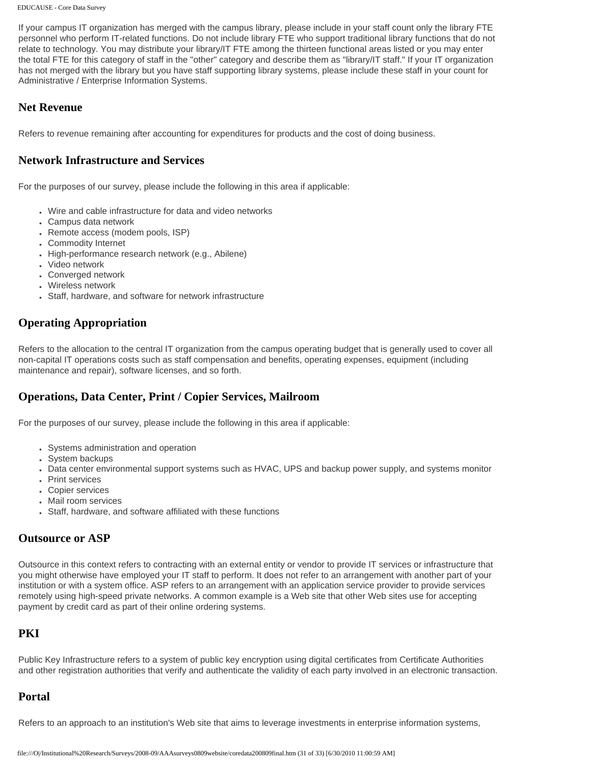If your campus IT organization has merged with the campus library, please include in your staff count only the library FTE personnel who perform IT-related functions. Do not include library FTE who support traditional library functions that do not relate to technology. You may distribute your library/IT FTE among the thirteen functional areas listed or you may enter the total FTE for this category of staff in the "other" category and describe them as "library/IT staff." If your IT organization has not merged with the library but you have staff supporting library systems, please include these staff in your count for Administrative / Enterprise Information Systems.

## Net Revenue

Refers to revenue remaining after accounting for expenditures for products and the cost of doing business.

## Network Infrastructure and Services

For the purposes of our survey, please include the following in this area if applicable:

- Wire and cable infrastructure for data and video networks
- Campus data network
- Remote access (modem pools, ISP)
- Commodity Internet
- High-performance research network (e.g., Abilene)
- Video network
- Converged network
- Wireless network
- Staff, hardware, and software for network infrastructure

## Operating Appropriation

Refers to the allocation to the central IT organization from the campus operating budget that is generally used to cover all non-capital IT operations costs such as staff compensation and benefits, operating expenses, equipment (including maintenance and repair), software licenses, and so forth.

## Operations, Data Center, Print / Copier Services, Mailroom

For the purposes of our survey, please include the following in this area if applicable:

- Systems administration and operation
- System backups
- Data center environmental support systems such as HVAC, UPS and backup power supply, and systems monitor
- Print services
- Copier services
- Mail room services
- Staff, hardware, and software affiliated with these functions

## Outsource or ASP

Outsource in this context refers to contracting with an external entity or vendor to provide IT services or infrastructure that you might otherwise have employed your IT staff to perform. It does not refer to an arrangement with another part of your institution or with a system office. ASP refers to an arrangement with an application service provider to provide services remotely using high-speed private networks. A common example is a Web site that other Web sites use for accepting payment by credit card as part of their online ordering systems.

## PKI

Public Key Infrastructure refers to a system of public key encryption using digital certificates from Certificate Authorities and other registration authorities that verify and authenticate the validity of each party involved in an electronic transaction.

## Portal

Refers to an approach to an institution's Web site that aims to leverage investments in enterprise information systems,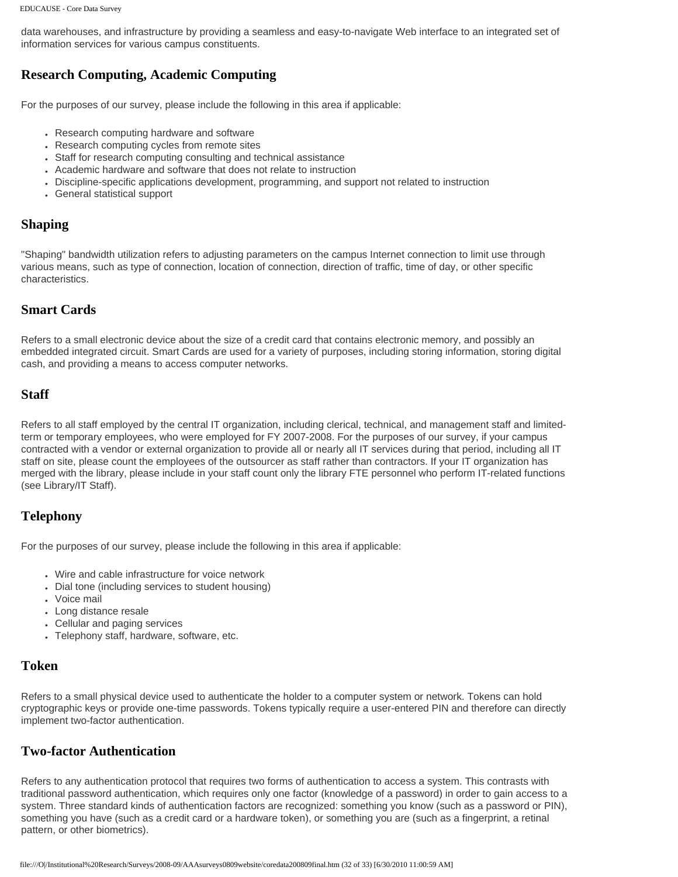data warehouses, and infrastructure by providing a seamless and easy-to-navigate Web interface to an integrated set of information services for various campus constituents.

## Research Computing, Academic Computing

For the purposes of our survey, please include the following in this area if applicable:

- Research computing hardware and software
- Research computing cycles from remote sites
- Staff for research computing consulting and technical assistance
- Academic hardware and software that does not relate to instruction
- Discipline-specific applications development, programming, and support not related to instruction
- General statistical support

## Shaping

"Shaping" bandwidth utilization refers to adjusting parameters on the campus Internet connection to limit use through various means, such as type of connection, location of connection, direction of traffic, time of day, or other specific characteristics.

## Smart Cards

Refers to a small electronic device about the size of a credit card that contains electronic memory, and possibly an embedded integrated circuit. Smart Cards are used for a variety of purposes, including storing information, storing digital cash, and providing a means to access computer networks.

## Staff

Refers to all staff employed by the central IT organization, including clerical, technical, and management staff and limited-term or temporary employees, who were employed for FY 2007-2008. For the purposes of our survey, if your campus contracted with a vendor or external organization to provide all or nearly all IT services during that period, including all IT staff on site, please count the employees of the outsourcer as staff rather than contractors. If your IT organization has merged with the library, please include in your staff count only the library FTE personnel who perform IT-related functions (see Library/IT Staff).

## Telephony

For the purposes of our survey, please include the following in this area if applicable:

- Wire and cable infrastructure for voice network
- Dial tone (including services to student housing)
- Voice mail
- Long distance resale
- Cellular and paging services
- Telephony staff, hardware, software, etc.

## Token

Refers to a small physical device used to authenticate the holder to a computer system or network. Tokens can hold cryptographic keys or provide one-time passwords. Tokens typically require a user-entered PIN and therefore can directly implement two-factor authentication.

## Two-factor Authentication

Refers to any authentication protocol that requires two forms of authentication to access a system. This contrasts with traditional password authentication, which requires only one factor (knowledge of a password) in order to gain access to a system. Three standard kinds of authentication factors are recognized: something you know (such as a password or PIN), something you have (such as a credit card or a hardware token), or something you are (such as a fingerprint, a retinal pattern, or other biometrics).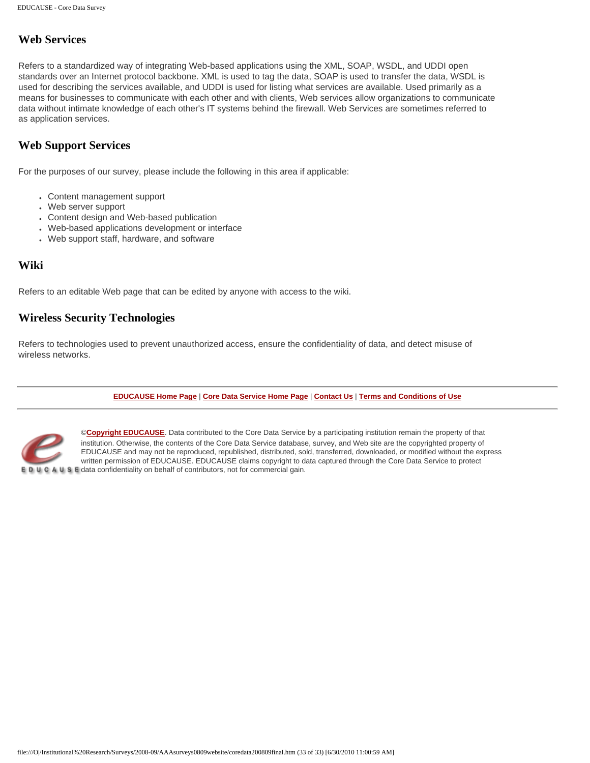## Web Services

Refers to a standardized way of integrating Web-based applications using the XML, SOAP, WSDL, and UDDI open standards over an Internet protocol backbone. XML is used to tag the data, SOAP is used to transfer the data, WSDL is used for describing the services available, and UDDI is used for listing what services are available. Used primarily as a means for businesses to communicate with each other and with clients, Web services allow organizations to communicate data without intimate knowledge of each other's IT systems behind the firewall. Web Services are sometimes referred to as application services.

## Web Support Services

For the purposes of our survey, please include the following in this area if applicable:

- Content management support
- Web server support
- Content design and Web-based publication
- Web-based applications development or interface
- Web support staff, hardware, and software

## Wiki

Refers to an editable Web page that can be edited by anyone with access to the wiki.

## Wireless Security Technologies

Refers to technologies used to prevent unauthorized access, ensure the confidentiality of data, and detect misuse of wireless networks.

---

**EDUCAUSE Home Page** | **Core Data Service Home Page** | **Contact Us** | **Terms and Conditions of Use**

---

©**Copyright EDUCAUSE**. Data contributed to the Core Data Service by a participating institution remain the property of that institution. Otherwise, the contents of the Core Data Service database, survey, and Web site are the copyrighted property of EDUCAUSE and may not be reproduced, republished, distributed, sold, transferred, downloaded, or modified without the express written permission of EDUCAUSE. EDUCAUSE claims copyright to data captured through the Core Data Service to protect data confidentiality on behalf of contributors, not for commercial gain.